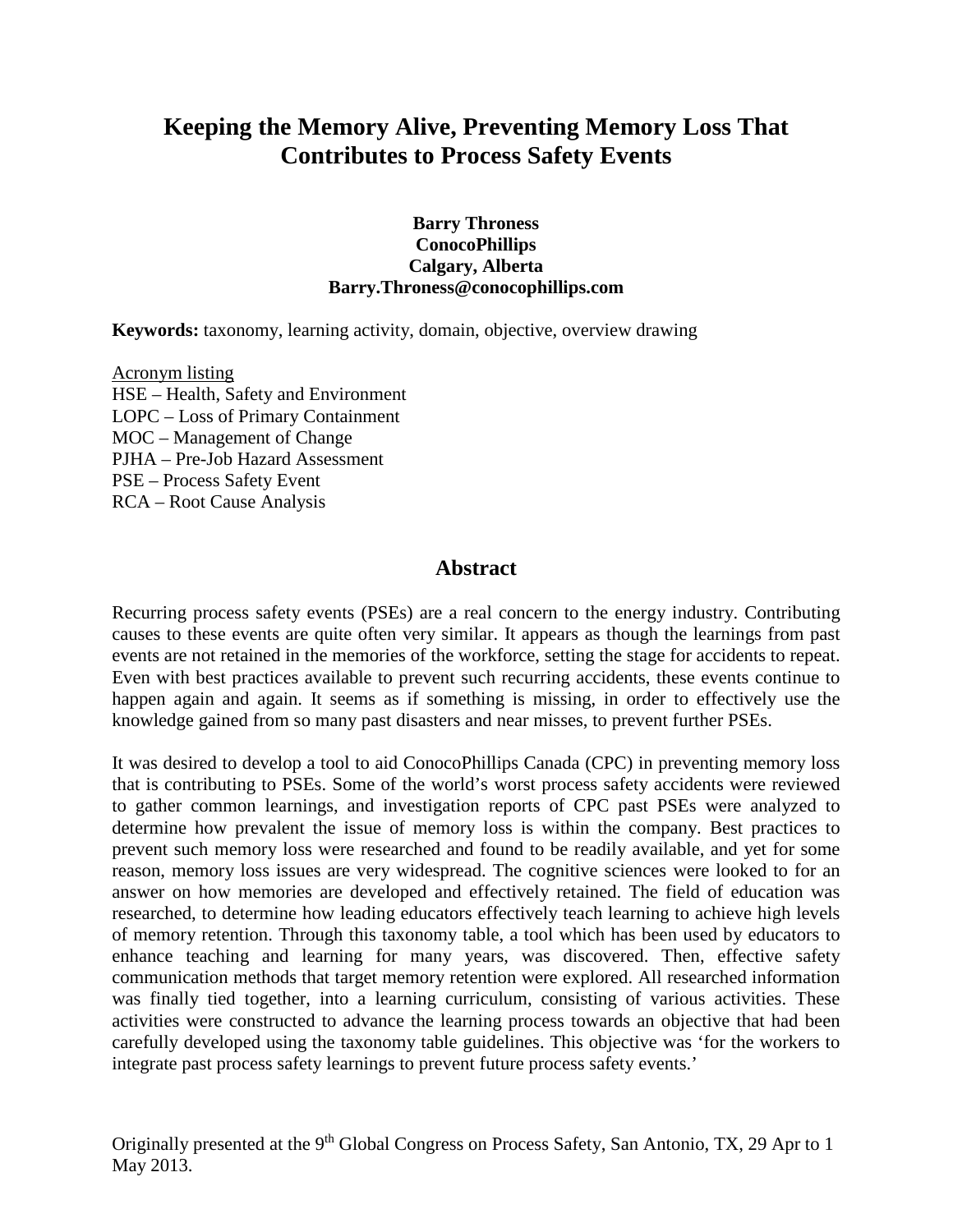# Keeping the Memory Alive, Preventing Memory Loss That Contributes to Process Safety Events

**Barry Throness**
**ConocoPhillips**
**Calgary, Alberta**
**Barry.Throness@conocophillips.com**

**Keywords:** taxonomy, learning activity, domain, objective, overview drawing

Acronym listing
HSE – Health, Safety and Environment
LOPC – Loss of Primary Containment
MOC – Management of Change
PJHA – Pre-Job Hazard Assessment
PSE – Process Safety Event
RCA – Root Cause Analysis

## Abstract

Recurring process safety events (PSEs) are a real concern to the energy industry. Contributing causes to these events are quite often very similar. It appears as though the learnings from past events are not retained in the memories of the workforce, setting the stage for accidents to repeat. Even with best practices available to prevent such recurring accidents, these events continue to happen again and again. It seems as if something is missing, in order to effectively use the knowledge gained from so many past disasters and near misses, to prevent further PSEs.

It was desired to develop a tool to aid ConocoPhillips Canada (CPC) in preventing memory loss that is contributing to PSEs. Some of the world's worst process safety accidents were reviewed to gather common learnings, and investigation reports of CPC past PSEs were analyzed to determine how prevalent the issue of memory loss is within the company. Best practices to prevent such memory loss were researched and found to be readily available, and yet for some reason, memory loss issues are very widespread. The cognitive sciences were looked to for an answer on how memories are developed and effectively retained. The field of education was researched, to determine how leading educators effectively teach learning to achieve high levels of memory retention. Through this taxonomy table, a tool which has been used by educators to enhance teaching and learning for many years, was discovered. Then, effective safety communication methods that target memory retention were explored. All researched information was finally tied together, into a learning curriculum, consisting of various activities. These activities were constructed to advance the learning process towards an objective that had been carefully developed using the taxonomy table guidelines. This objective was 'for the workers to integrate past process safety learnings to prevent future process safety events.'

Originally presented at the 9th Global Congress on Process Safety, San Antonio, TX, 29 Apr to 1 May 2013.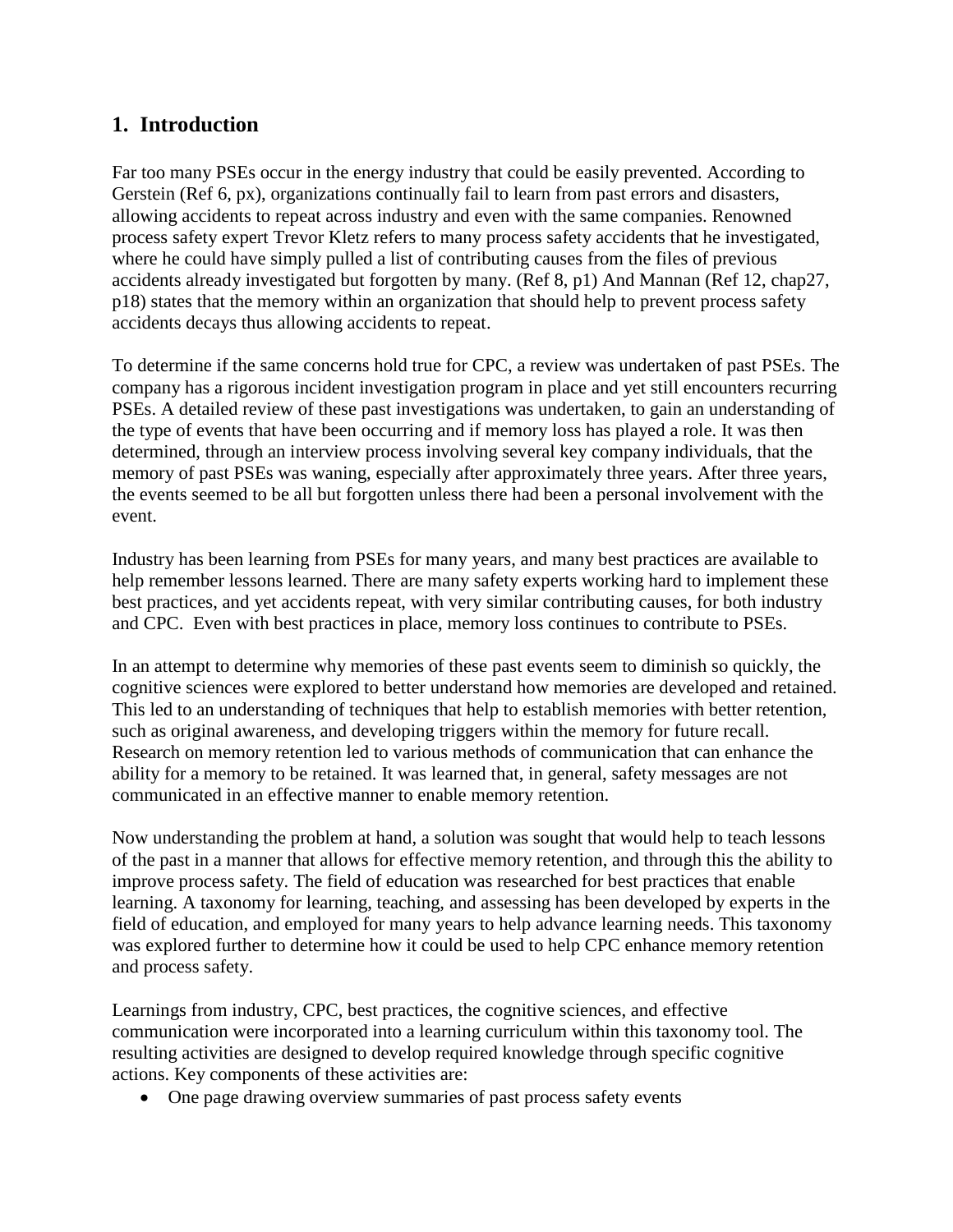## 1. Introduction

Far too many PSEs occur in the energy industry that could be easily prevented. According to Gerstein (Ref 6, px), organizations continually fail to learn from past errors and disasters, allowing accidents to repeat across industry and even with the same companies. Renowned process safety expert Trevor Kletz refers to many process safety accidents that he investigated, where he could have simply pulled a list of contributing causes from the files of previous accidents already investigated but forgotten by many. (Ref 8, p1) And Mannan (Ref 12, chap27, p18) states that the memory within an organization that should help to prevent process safety accidents decays thus allowing accidents to repeat.

To determine if the same concerns hold true for CPC, a review was undertaken of past PSEs. The company has a rigorous incident investigation program in place and yet still encounters recurring PSEs. A detailed review of these past investigations was undertaken, to gain an understanding of the type of events that have been occurring and if memory loss has played a role. It was then determined, through an interview process involving several key company individuals, that the memory of past PSEs was waning, especially after approximately three years. After three years, the events seemed to be all but forgotten unless there had been a personal involvement with the event.

Industry has been learning from PSEs for many years, and many best practices are available to help remember lessons learned. There are many safety experts working hard to implement these best practices, and yet accidents repeat, with very similar contributing causes, for both industry and CPC. Even with best practices in place, memory loss continues to contribute to PSEs.

In an attempt to determine why memories of these past events seem to diminish so quickly, the cognitive sciences were explored to better understand how memories are developed and retained. This led to an understanding of techniques that help to establish memories with better retention, such as original awareness, and developing triggers within the memory for future recall. Research on memory retention led to various methods of communication that can enhance the ability for a memory to be retained. It was learned that, in general, safety messages are not communicated in an effective manner to enable memory retention.

Now understanding the problem at hand, a solution was sought that would help to teach lessons of the past in a manner that allows for effective memory retention, and through this the ability to improve process safety. The field of education was researched for best practices that enable learning. A taxonomy for learning, teaching, and assessing has been developed by experts in the field of education, and employed for many years to help advance learning needs. This taxonomy was explored further to determine how it could be used to help CPC enhance memory retention and process safety.

Learnings from industry, CPC, best practices, the cognitive sciences, and effective communication were incorporated into a learning curriculum within this taxonomy tool. The resulting activities are designed to develop required knowledge through specific cognitive actions. Key components of these activities are:

- One page drawing overview summaries of past process safety events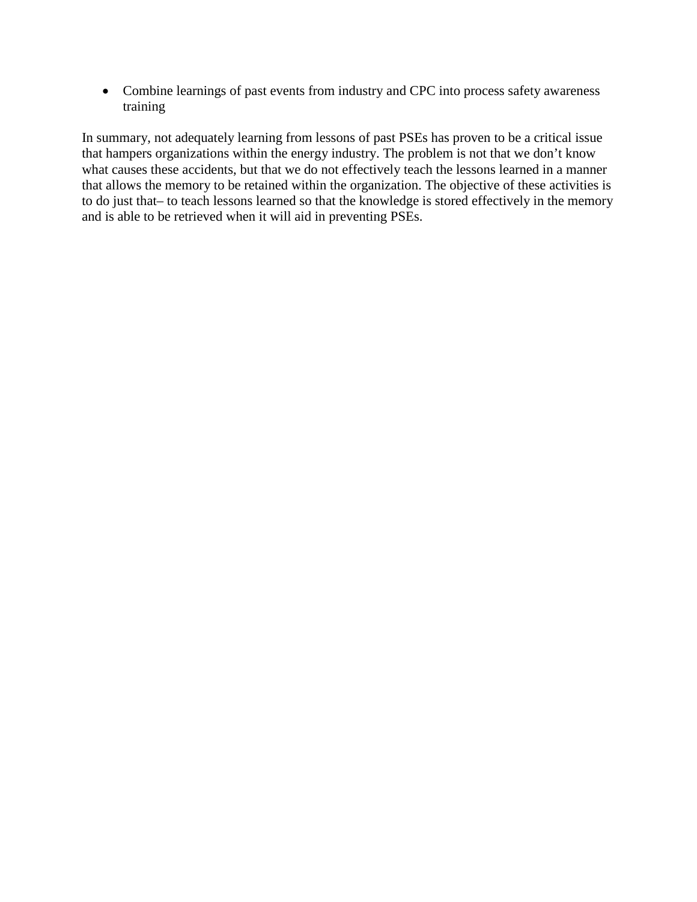- Combine learnings of past events from industry and CPC into process safety awareness training

In summary, not adequately learning from lessons of past PSEs has proven to be a critical issue that hampers organizations within the energy industry. The problem is not that we don't know what causes these accidents, but that we do not effectively teach the lessons learned in a manner that allows the memory to be retained within the organization. The objective of these activities is to do just that– to teach lessons learned so that the knowledge is stored effectively in the memory and is able to be retrieved when it will aid in preventing PSEs.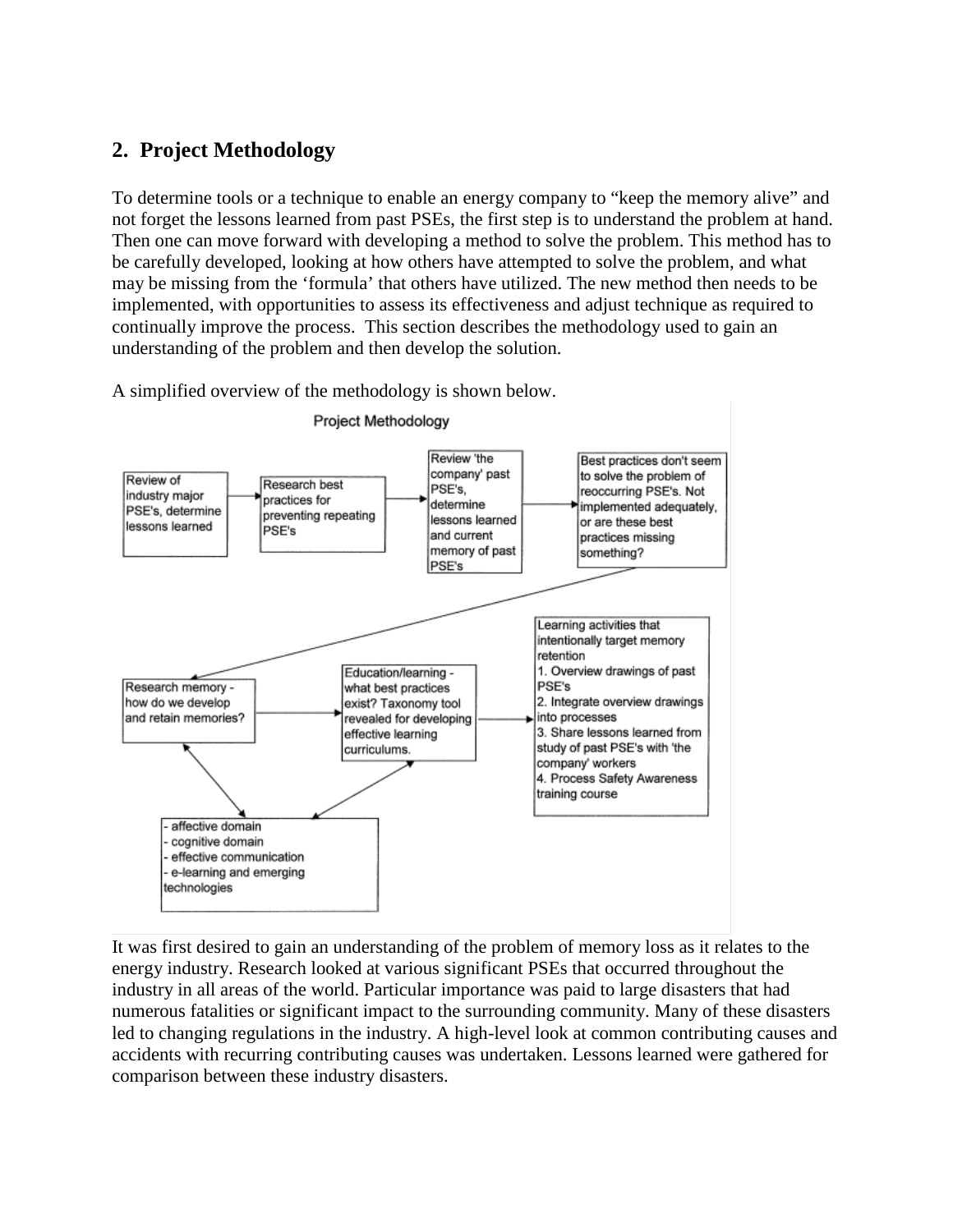## 2. Project Methodology

To determine tools or a technique to enable an energy company to "keep the memory alive" and not forget the lessons learned from past PSEs, the first step is to understand the problem at hand. Then one can move forward with developing a method to solve the problem. This method has to be carefully developed, looking at how others have attempted to solve the problem, and what may be missing from the 'formula' that others have utilized. The new method then needs to be implemented, with opportunities to assess its effectiveness and adjust technique as required to continually improve the process. This section describes the methodology used to gain an understanding of the problem and then develop the solution.

A simplified overview of the methodology is shown below.

Project Methodology

Review of industry major PSE's, determine lessons learned → Research best practices for preventing repeating PSE's → Review 'the company' past PSE's, determine lessons learned and current memory of past PSE's → Best practices don't seem to solve the problem of reoccurring PSE's. Not implemented adequately, or are these best practices missing something?

→ Research memory - how do we develop and retain memories? → Education/learning - what best practices exist? Taxonomy tool revealed for developing effective learning curriculums. → Learning activities that intentionally target memory retention
1. Overview drawings of past PSE's
2. Integrate overview drawings into processes
3. Share lessons learned from study of past PSE's with 'the company' workers
4. Process Safety Awareness training course

- affective domain
- cognitive domain
- effective communication
- e-learning and emerging technologies

It was first desired to gain an understanding of the problem of memory loss as it relates to the energy industry. Research looked at various significant PSEs that occurred throughout the industry in all areas of the world. Particular importance was paid to large disasters that had numerous fatalities or significant impact to the surrounding community. Many of these disasters led to changing regulations in the industry. A high-level look at common contributing causes and accidents with recurring contributing causes was undertaken. Lessons learned were gathered for comparison between these industry disasters.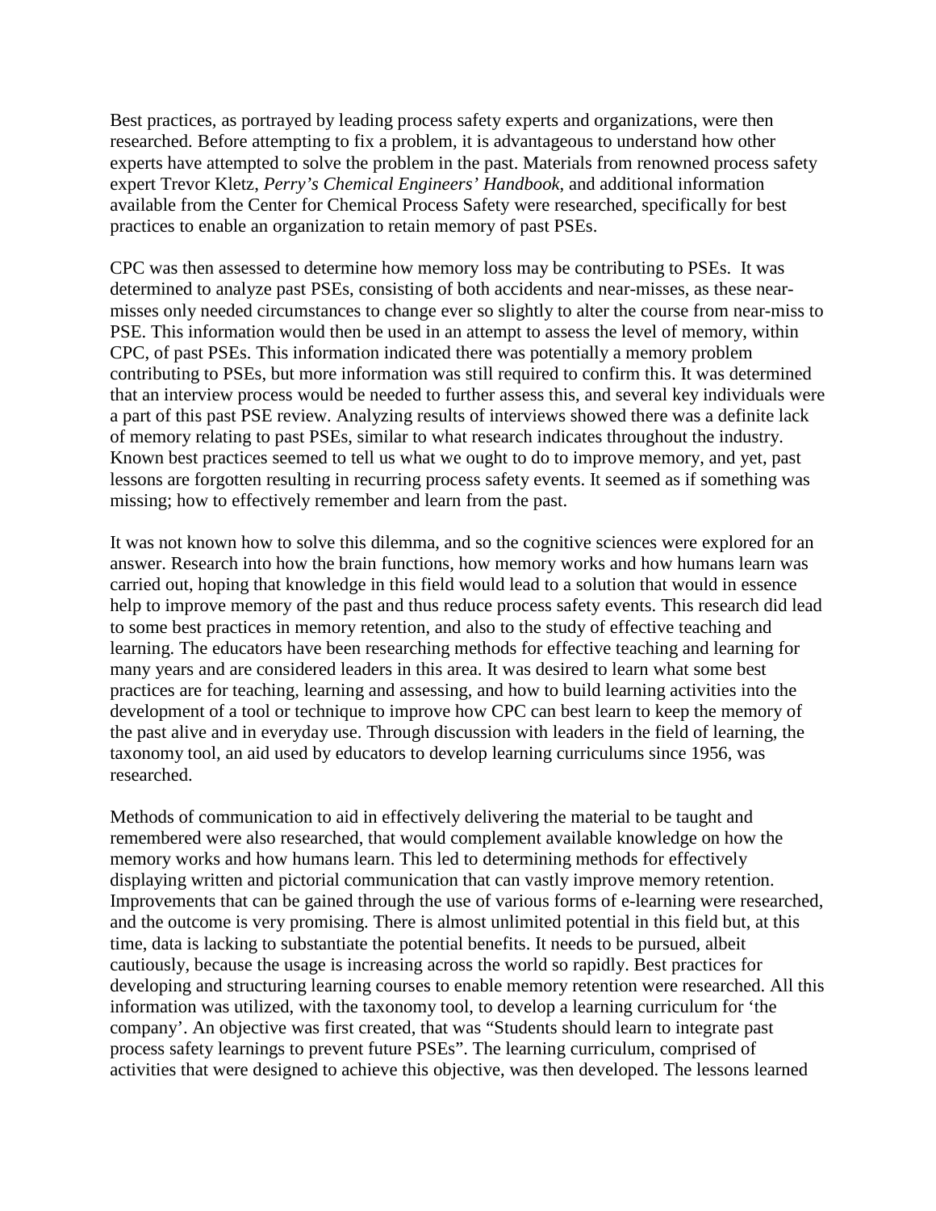Best practices, as portrayed by leading process safety experts and organizations, were then researched. Before attempting to fix a problem, it is advantageous to understand how other experts have attempted to solve the problem in the past. Materials from renowned process safety expert Trevor Kletz, *Perry's Chemical Engineers' Handbook*, and additional information available from the Center for Chemical Process Safety were researched, specifically for best practices to enable an organization to retain memory of past PSEs.

CPC was then assessed to determine how memory loss may be contributing to PSEs. It was determined to analyze past PSEs, consisting of both accidents and near-misses, as these near-misses only needed circumstances to change ever so slightly to alter the course from near-miss to PSE. This information would then be used in an attempt to assess the level of memory, within CPC, of past PSEs. This information indicated there was potentially a memory problem contributing to PSEs, but more information was still required to confirm this. It was determined that an interview process would be needed to further assess this, and several key individuals were a part of this past PSE review. Analyzing results of interviews showed there was a definite lack of memory relating to past PSEs, similar to what research indicates throughout the industry. Known best practices seemed to tell us what we ought to do to improve memory, and yet, past lessons are forgotten resulting in recurring process safety events. It seemed as if something was missing; how to effectively remember and learn from the past.

It was not known how to solve this dilemma, and so the cognitive sciences were explored for an answer. Research into how the brain functions, how memory works and how humans learn was carried out, hoping that knowledge in this field would lead to a solution that would in essence help to improve memory of the past and thus reduce process safety events. This research did lead to some best practices in memory retention, and also to the study of effective teaching and learning. The educators have been researching methods for effective teaching and learning for many years and are considered leaders in this area. It was desired to learn what some best practices are for teaching, learning and assessing, and how to build learning activities into the development of a tool or technique to improve how CPC can best learn to keep the memory of the past alive and in everyday use. Through discussion with leaders in the field of learning, the taxonomy tool, an aid used by educators to develop learning curriculums since 1956, was researched.

Methods of communication to aid in effectively delivering the material to be taught and remembered were also researched, that would complement available knowledge on how the memory works and how humans learn. This led to determining methods for effectively displaying written and pictorial communication that can vastly improve memory retention. Improvements that can be gained through the use of various forms of e-learning were researched, and the outcome is very promising. There is almost unlimited potential in this field but, at this time, data is lacking to substantiate the potential benefits. It needs to be pursued, albeit cautiously, because the usage is increasing across the world so rapidly. Best practices for developing and structuring learning courses to enable memory retention were researched. All this information was utilized, with the taxonomy tool, to develop a learning curriculum for 'the company'. An objective was first created, that was "Students should learn to integrate past process safety learnings to prevent future PSEs". The learning curriculum, comprised of activities that were designed to achieve this objective, was then developed. The lessons learned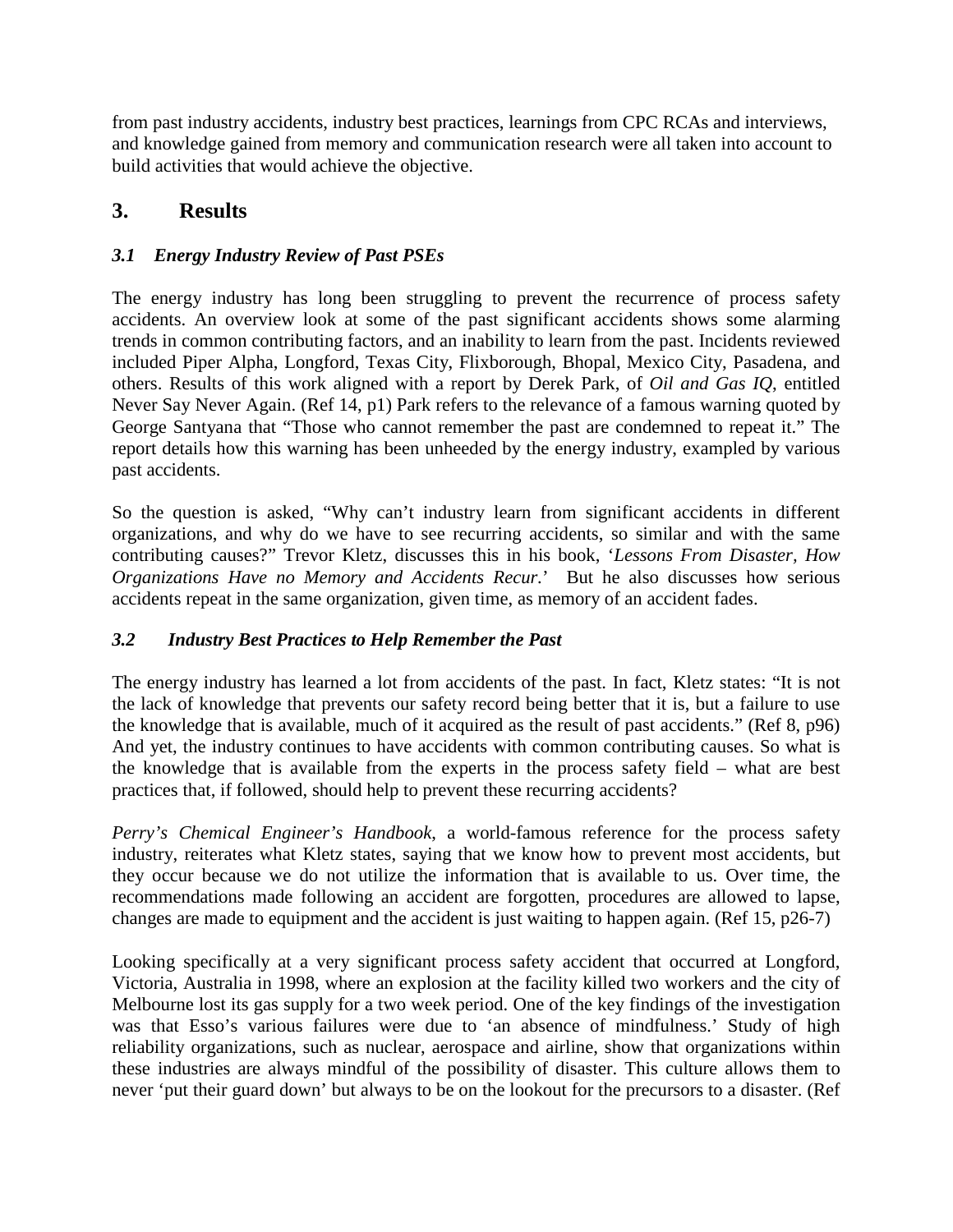from past industry accidents, industry best practices, learnings from CPC RCAs and interviews, and knowledge gained from memory and communication research were all taken into account to build activities that would achieve the objective.

## 3. Results

### *3.1 Energy Industry Review of Past PSEs*

The energy industry has long been struggling to prevent the recurrence of process safety accidents. An overview look at some of the past significant accidents shows some alarming trends in common contributing factors, and an inability to learn from the past. Incidents reviewed included Piper Alpha, Longford, Texas City, Flixborough, Bhopal, Mexico City, Pasadena, and others. Results of this work aligned with a report by Derek Park, of *Oil and Gas IQ*, entitled Never Say Never Again. (Ref 14, p1) Park refers to the relevance of a famous warning quoted by George Santyana that "Those who cannot remember the past are condemned to repeat it." The report details how this warning has been unheeded by the energy industry, exampled by various past accidents.

So the question is asked, "Why can't industry learn from significant accidents in different organizations, and why do we have to see recurring accidents, so similar and with the same contributing causes?" Trevor Kletz, discusses this in his book, '*Lessons From Disaster, How Organizations Have no Memory and Accidents Recur.*' But he also discusses how serious accidents repeat in the same organization, given time, as memory of an accident fades.

### *3.2 Industry Best Practices to Help Remember the Past*

The energy industry has learned a lot from accidents of the past. In fact, Kletz states: "It is not the lack of knowledge that prevents our safety record being better that it is, but a failure to use the knowledge that is available, much of it acquired as the result of past accidents." (Ref 8, p96) And yet, the industry continues to have accidents with common contributing causes. So what is the knowledge that is available from the experts in the process safety field – what are best practices that, if followed, should help to prevent these recurring accidents?

*Perry's Chemical Engineer's Handbook*, a world-famous reference for the process safety industry, reiterates what Kletz states, saying that we know how to prevent most accidents, but they occur because we do not utilize the information that is available to us. Over time, the recommendations made following an accident are forgotten, procedures are allowed to lapse, changes are made to equipment and the accident is just waiting to happen again. (Ref 15, p26-7)

Looking specifically at a very significant process safety accident that occurred at Longford, Victoria, Australia in 1998, where an explosion at the facility killed two workers and the city of Melbourne lost its gas supply for a two week period. One of the key findings of the investigation was that Esso's various failures were due to 'an absence of mindfulness.' Study of high reliability organizations, such as nuclear, aerospace and airline, show that organizations within these industries are always mindful of the possibility of disaster. This culture allows them to never 'put their guard down' but always to be on the lookout for the precursors to a disaster. (Ref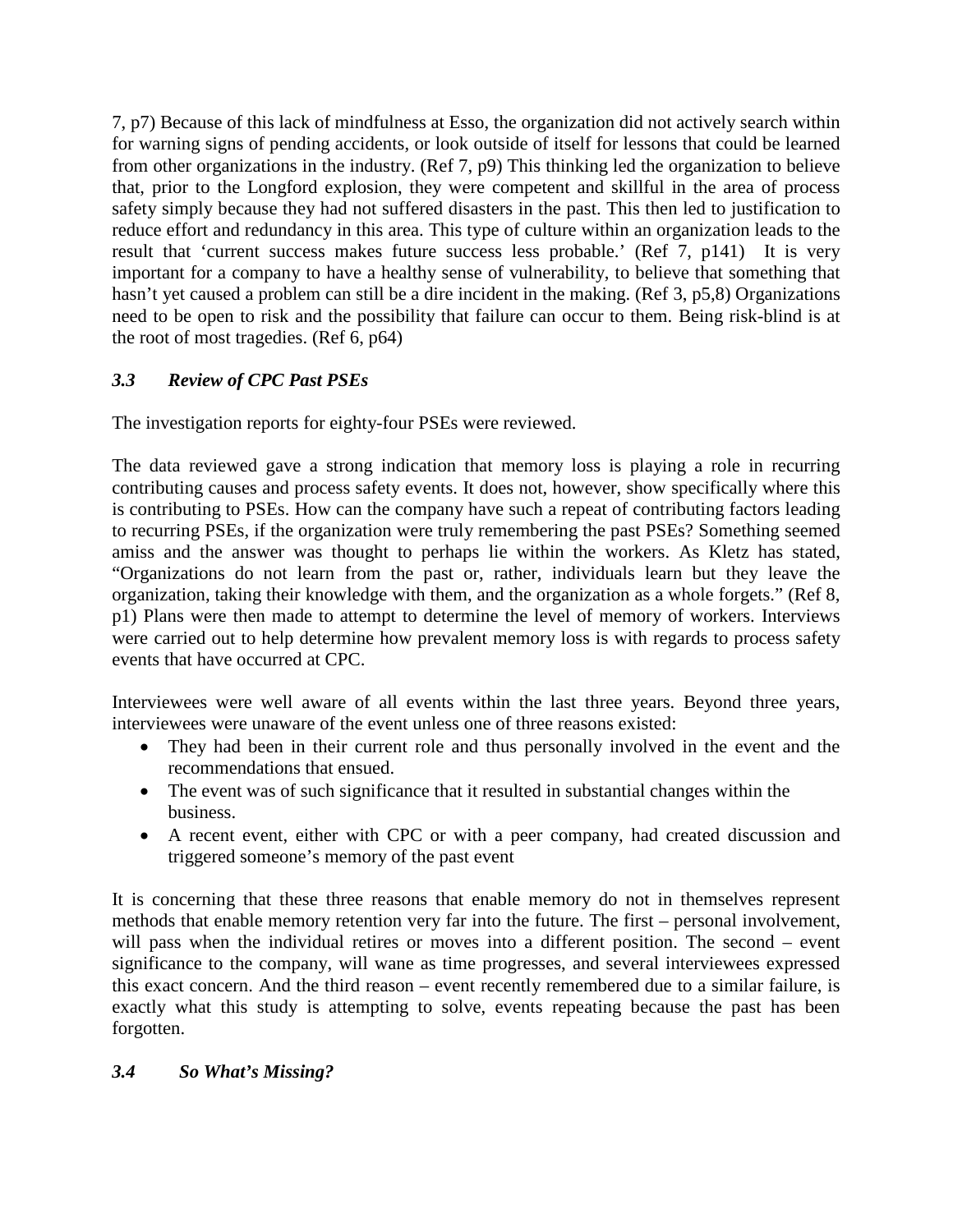7, p7) Because of this lack of mindfulness at Esso, the organization did not actively search within for warning signs of pending accidents, or look outside of itself for lessons that could be learned from other organizations in the industry. (Ref 7, p9) This thinking led the organization to believe that, prior to the Longford explosion, they were competent and skillful in the area of process safety simply because they had not suffered disasters in the past. This then led to justification to reduce effort and redundancy in this area. This type of culture within an organization leads to the result that 'current success makes future success less probable.' (Ref 7, p141) It is very important for a company to have a healthy sense of vulnerability, to believe that something that hasn't yet caused a problem can still be a dire incident in the making. (Ref 3, p5,8) Organizations need to be open to risk and the possibility that failure can occur to them. Being risk-blind is at the root of most tragedies. (Ref 6, p64)

### *3.3 Review of CPC Past PSEs*

The investigation reports for eighty-four PSEs were reviewed.

The data reviewed gave a strong indication that memory loss is playing a role in recurring contributing causes and process safety events. It does not, however, show specifically where this is contributing to PSEs. How can the company have such a repeat of contributing factors leading to recurring PSEs, if the organization were truly remembering the past PSEs? Something seemed amiss and the answer was thought to perhaps lie within the workers. As Kletz has stated, "Organizations do not learn from the past or, rather, individuals learn but they leave the organization, taking their knowledge with them, and the organization as a whole forgets." (Ref 8, p1) Plans were then made to attempt to determine the level of memory of workers. Interviews were carried out to help determine how prevalent memory loss is with regards to process safety events that have occurred at CPC.

Interviewees were well aware of all events within the last three years. Beyond three years, interviewees were unaware of the event unless one of three reasons existed:

- They had been in their current role and thus personally involved in the event and the recommendations that ensued.
- The event was of such significance that it resulted in substantial changes within the business.
- A recent event, either with CPC or with a peer company, had created discussion and triggered someone's memory of the past event

It is concerning that these three reasons that enable memory do not in themselves represent methods that enable memory retention very far into the future. The first – personal involvement, will pass when the individual retires or moves into a different position. The second – event significance to the company, will wane as time progresses, and several interviewees expressed this exact concern. And the third reason – event recently remembered due to a similar failure, is exactly what this study is attempting to solve, events repeating because the past has been forgotten.

### *3.4 So What's Missing?*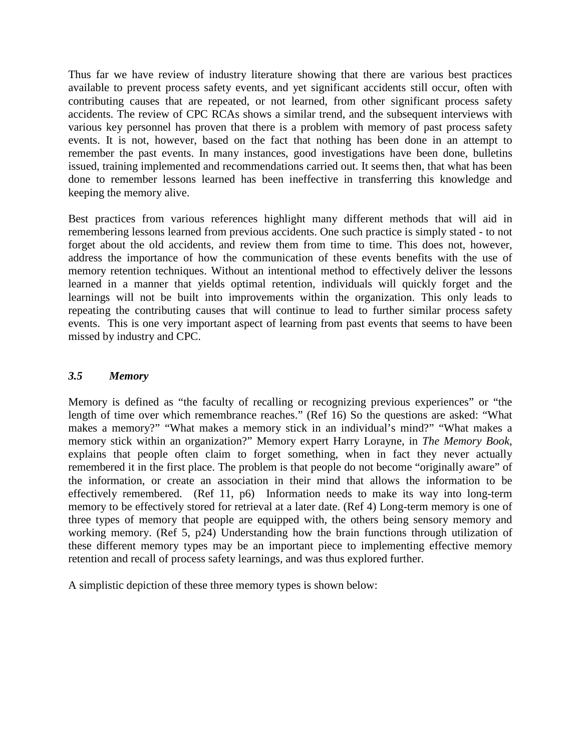Thus far we have review of industry literature showing that there are various best practices available to prevent process safety events, and yet significant accidents still occur, often with contributing causes that are repeated, or not learned, from other significant process safety accidents. The review of CPC RCAs shows a similar trend, and the subsequent interviews with various key personnel has proven that there is a problem with memory of past process safety events. It is not, however, based on the fact that nothing has been done in an attempt to remember the past events. In many instances, good investigations have been done, bulletins issued, training implemented and recommendations carried out. It seems then, that what has been done to remember lessons learned has been ineffective in transferring this knowledge and keeping the memory alive.

Best practices from various references highlight many different methods that will aid in remembering lessons learned from previous accidents. One such practice is simply stated - to not forget about the old accidents, and review them from time to time. This does not, however, address the importance of how the communication of these events benefits with the use of memory retention techniques. Without an intentional method to effectively deliver the lessons learned in a manner that yields optimal retention, individuals will quickly forget and the learnings will not be built into improvements within the organization. This only leads to repeating the contributing causes that will continue to lead to further similar process safety events. This is one very important aspect of learning from past events that seems to have been missed by industry and CPC.

### *3.5 Memory*

Memory is defined as "the faculty of recalling or recognizing previous experiences" or "the length of time over which remembrance reaches." (Ref 16) So the questions are asked: "What makes a memory?" "What makes a memory stick in an individual's mind?" "What makes a memory stick within an organization?" Memory expert Harry Lorayne, in *The Memory Book*, explains that people often claim to forget something, when in fact they never actually remembered it in the first place. The problem is that people do not become "originally aware" of the information, or create an association in their mind that allows the information to be effectively remembered. (Ref 11, p6) Information needs to make its way into long-term memory to be effectively stored for retrieval at a later date. (Ref 4) Long-term memory is one of three types of memory that people are equipped with, the others being sensory memory and working memory. (Ref 5, p24) Understanding how the brain functions through utilization of these different memory types may be an important piece to implementing effective memory retention and recall of process safety learnings, and was thus explored further.

A simplistic depiction of these three memory types is shown below: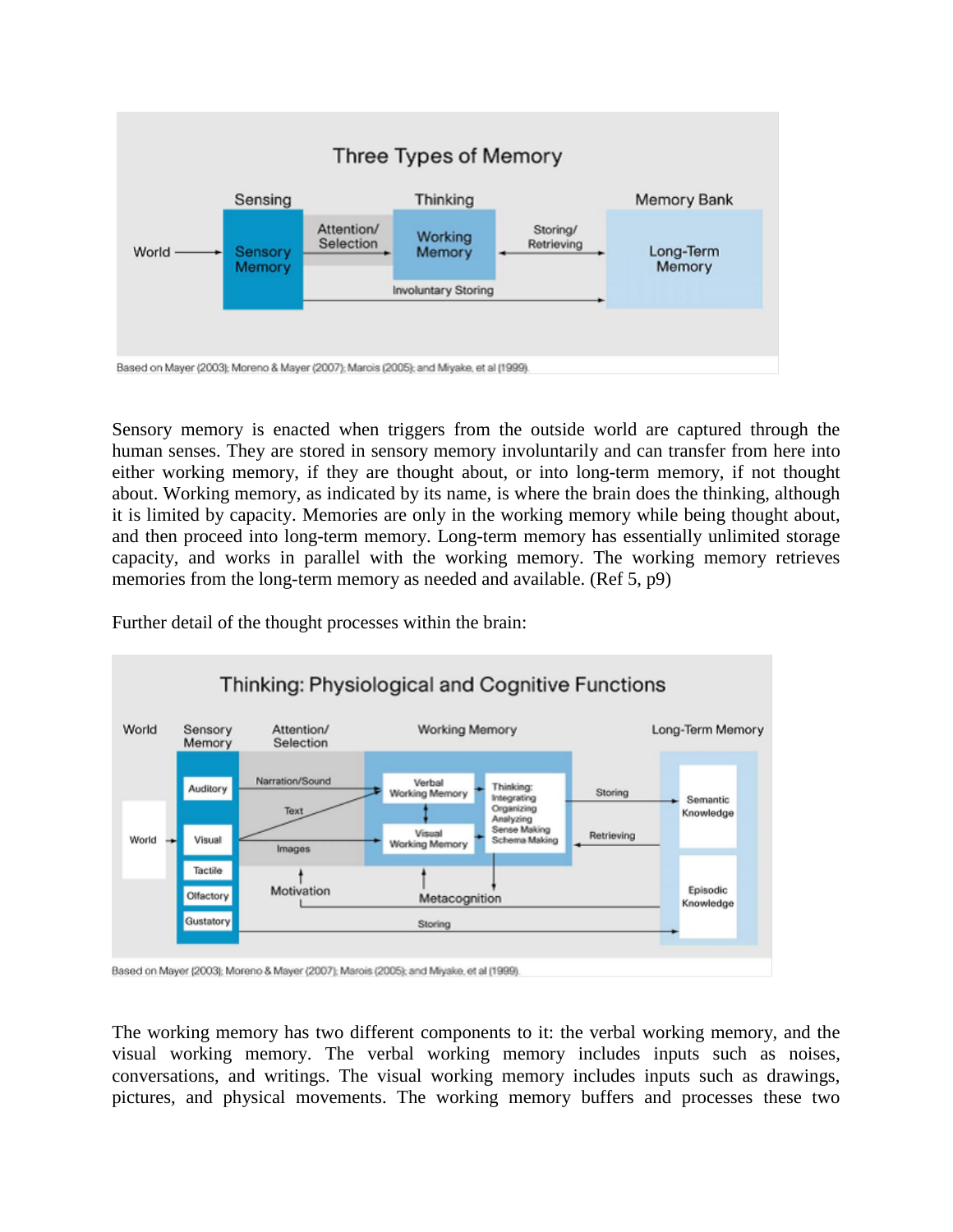**Three Types of Memory**

Based on Mayer (2003); Moreno & Mayer (2007); Marois (2005); and Miyake, et al (1999).

Sensory memory is enacted when triggers from the outside world are captured through the human senses. They are stored in sensory memory involuntarily and can transfer from here into either working memory, if they are thought about, or into long-term memory, if not thought about. Working memory, as indicated by its name, is where the brain does the thinking, although it is limited by capacity. Memories are only in the working memory while being thought about, and then proceed into long-term memory. Long-term memory has essentially unlimited storage capacity, and works in parallel with the working memory. The working memory retrieves memories from the long-term memory as needed and available. (Ref 5, p9)

Further detail of the thought processes within the brain:

**Thinking: Physiological and Cognitive Functions**

Based on Mayer (2003); Moreno & Mayer (2007); Marois (2005); and Miyake, et al (1999).

The working memory has two different components to it: the verbal working memory, and the visual working memory. The verbal working memory includes inputs such as noises, conversations, and writings. The visual working memory includes inputs such as drawings, pictures, and physical movements. The working memory buffers and processes these two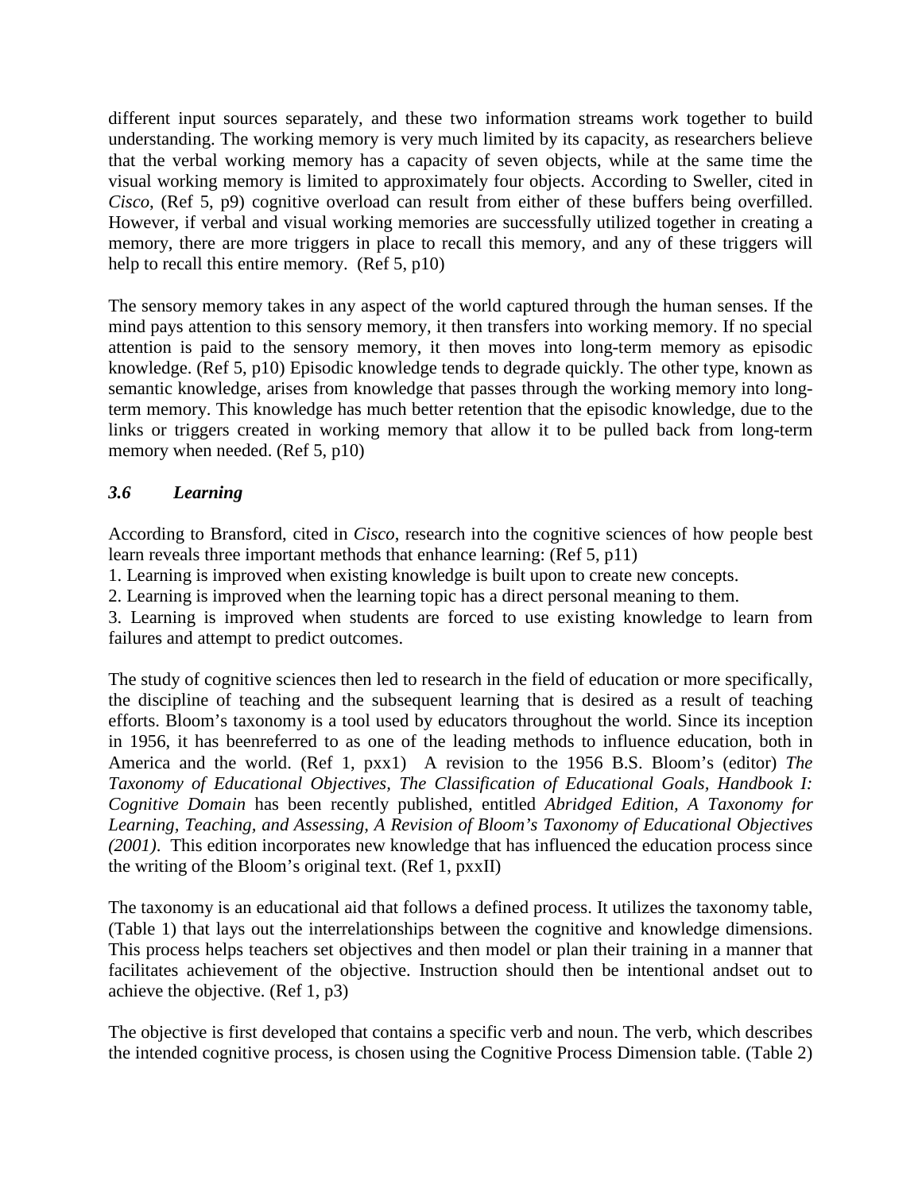different input sources separately, and these two information streams work together to build understanding. The working memory is very much limited by its capacity, as researchers believe that the verbal working memory has a capacity of seven objects, while at the same time the visual working memory is limited to approximately four objects. According to Sweller, cited in *Cisco*, (Ref 5, p9) cognitive overload can result from either of these buffers being overfilled. However, if verbal and visual working memories are successfully utilized together in creating a memory, there are more triggers in place to recall this memory, and any of these triggers will help to recall this entire memory. (Ref 5, p10)

The sensory memory takes in any aspect of the world captured through the human senses. If the mind pays attention to this sensory memory, it then transfers into working memory. If no special attention is paid to the sensory memory, it then moves into long-term memory as episodic knowledge. (Ref 5, p10) Episodic knowledge tends to degrade quickly. The other type, known as semantic knowledge, arises from knowledge that passes through the working memory into long-term memory. This knowledge has much better retention that the episodic knowledge, due to the links or triggers created in working memory that allow it to be pulled back from long-term memory when needed. (Ref 5, p10)

### *3.6 Learning*

According to Bransford, cited in *Cisco*, research into the cognitive sciences of how people best learn reveals three important methods that enhance learning: (Ref 5, p11)

1. Learning is improved when existing knowledge is built upon to create new concepts.
2. Learning is improved when the learning topic has a direct personal meaning to them.
3. Learning is improved when students are forced to use existing knowledge to learn from failures and attempt to predict outcomes.

The study of cognitive sciences then led to research in the field of education or more specifically, the discipline of teaching and the subsequent learning that is desired as a result of teaching efforts. Bloom's taxonomy is a tool used by educators throughout the world. Since its inception in 1956, it has beenreferred to as one of the leading methods to influence education, both in America and the world. (Ref 1, pxx1) A revision to the 1956 B.S. Bloom's (editor) *The Taxonomy of Educational Objectives, The Classification of Educational Goals, Handbook I: Cognitive Domain* has been recently published, entitled *Abridged Edition, A Taxonomy for Learning, Teaching, and Assessing, A Revision of Bloom's Taxonomy of Educational Objectives (2001)*. This edition incorporates new knowledge that has influenced the education process since the writing of the Bloom's original text. (Ref 1, pxxII)

The taxonomy is an educational aid that follows a defined process. It utilizes the taxonomy table, (Table 1) that lays out the interrelationships between the cognitive and knowledge dimensions. This process helps teachers set objectives and then model or plan their training in a manner that facilitates achievement of the objective. Instruction should then be intentional andset out to achieve the objective. (Ref 1, p3)

The objective is first developed that contains a specific verb and noun. The verb, which describes the intended cognitive process, is chosen using the Cognitive Process Dimension table. (Table 2)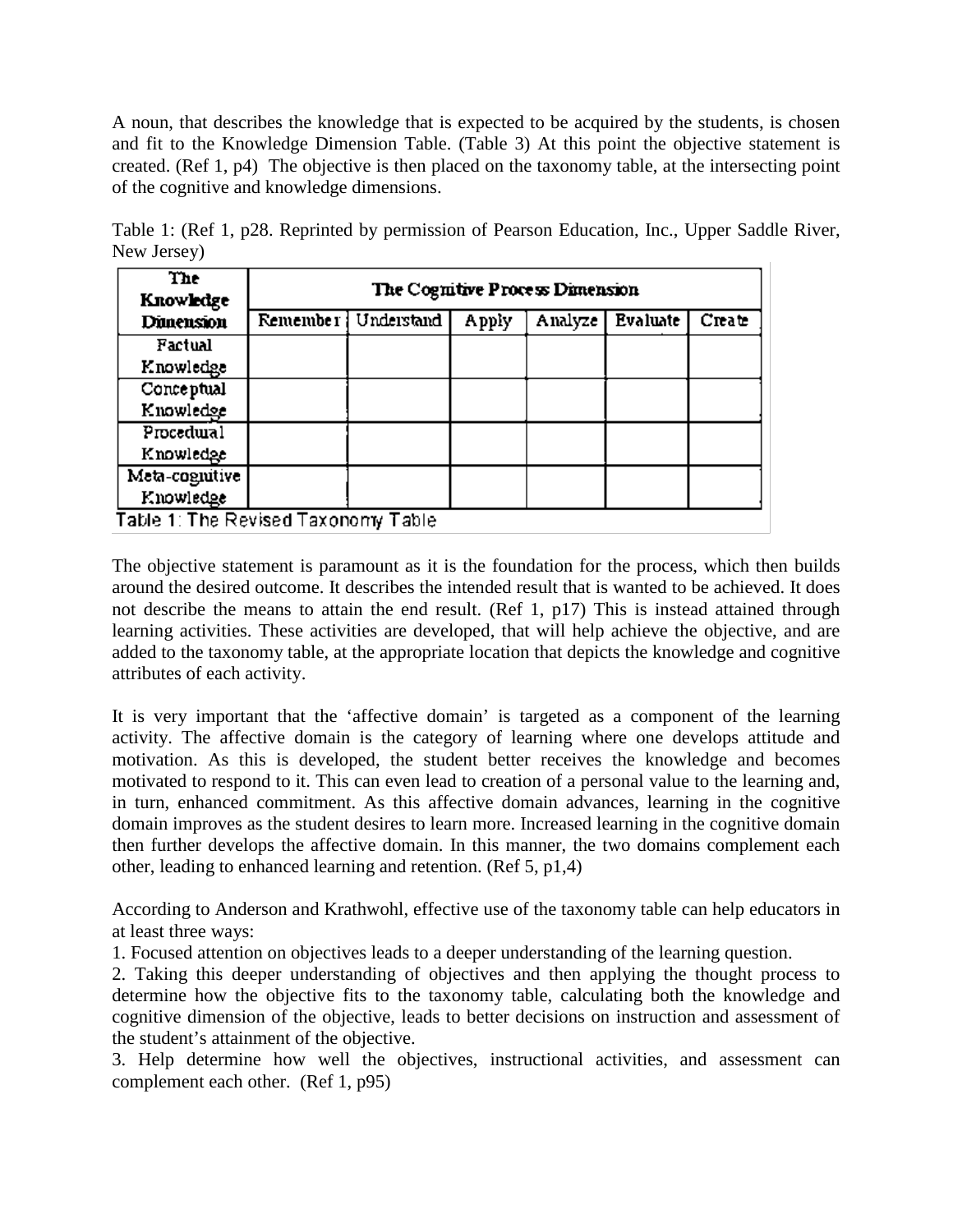A noun, that describes the knowledge that is expected to be acquired by the students, is chosen and fit to the Knowledge Dimension Table. (Table 3) At this point the objective statement is created. (Ref 1, p4) The objective is then placed on the taxonomy table, at the intersecting point of the cognitive and knowledge dimensions.

Table 1: (Ref 1, p28. Reprinted by permission of Pearson Education, Inc., Upper Saddle River, New Jersey)

| The Knowledge Dimension | The Cognitive Process Dimension | | | | | |
|---|---|---|---|---|---|---|
| | Remember | Understand | Apply | Analyze | Evaluate | Create |
| Factual Knowledge | | | | | | |
| Conceptual Knowledge | | | | | | |
| Procedural Knowledge | | | | | | |
| Meta-cognitive Knowledge | | | | | | |

Table 1: The Revised Taxonomy Table

The objective statement is paramount as it is the foundation for the process, which then builds around the desired outcome. It describes the intended result that is wanted to be achieved. It does not describe the means to attain the end result. (Ref 1, p17) This is instead attained through learning activities. These activities are developed, that will help achieve the objective, and are added to the taxonomy table, at the appropriate location that depicts the knowledge and cognitive attributes of each activity.

It is very important that the 'affective domain' is targeted as a component of the learning activity. The affective domain is the category of learning where one develops attitude and motivation. As this is developed, the student better receives the knowledge and becomes motivated to respond to it. This can even lead to creation of a personal value to the learning and, in turn, enhanced commitment. As this affective domain advances, learning in the cognitive domain improves as the student desires to learn more. Increased learning in the cognitive domain then further develops the affective domain. In this manner, the two domains complement each other, leading to enhanced learning and retention. (Ref 5, p1,4)

According to Anderson and Krathwohl, effective use of the taxonomy table can help educators in at least three ways:

1. Focused attention on objectives leads to a deeper understanding of the learning question.
2. Taking this deeper understanding of objectives and then applying the thought process to determine how the objective fits to the taxonomy table, calculating both the knowledge and cognitive dimension of the objective, leads to better decisions on instruction and assessment of the student's attainment of the objective.
3. Help determine how well the objectives, instructional activities, and assessment can complement each other. (Ref 1, p95)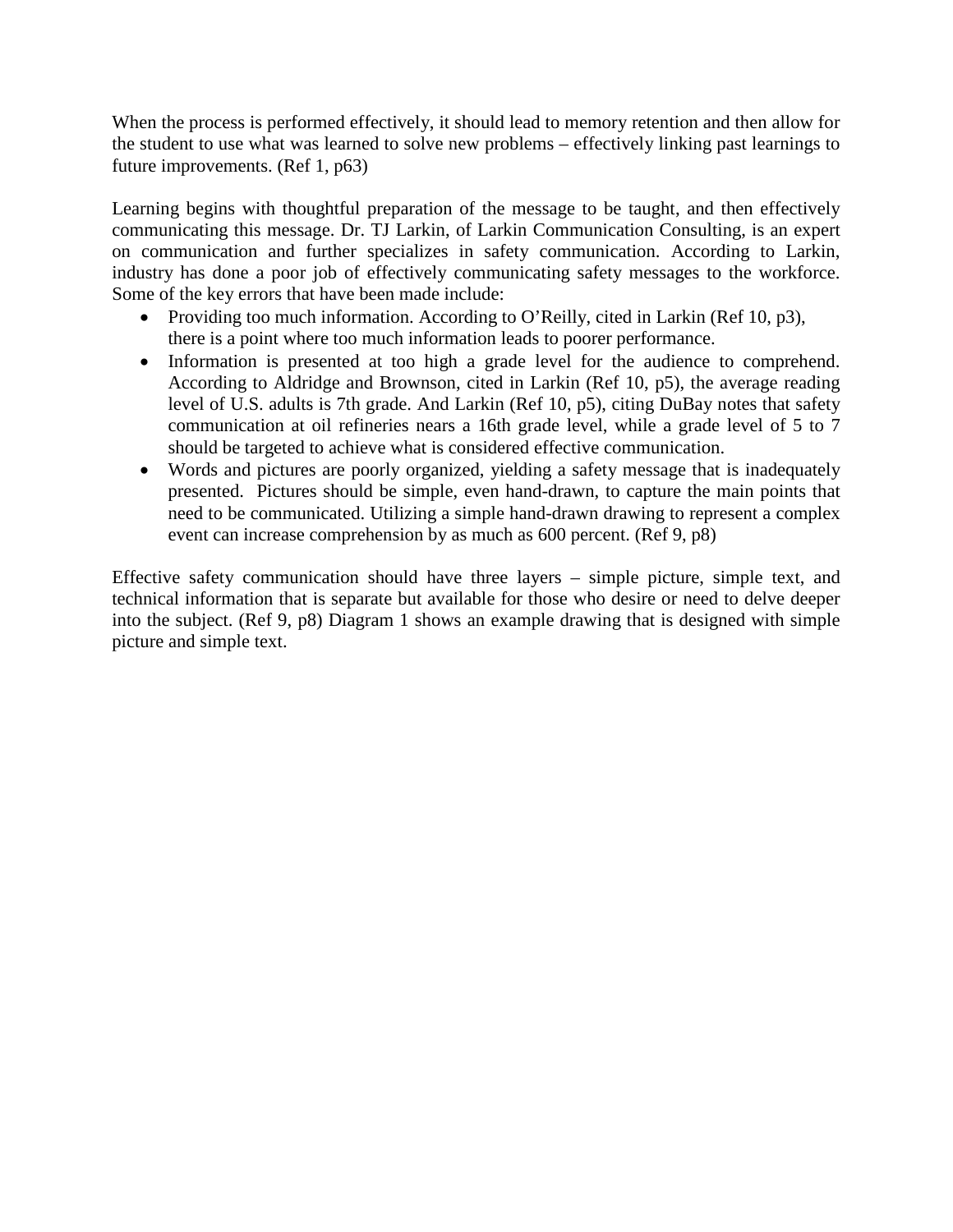When the process is performed effectively, it should lead to memory retention and then allow for the student to use what was learned to solve new problems – effectively linking past learnings to future improvements. (Ref 1, p63)

Learning begins with thoughtful preparation of the message to be taught, and then effectively communicating this message. Dr. TJ Larkin, of Larkin Communication Consulting, is an expert on communication and further specializes in safety communication. According to Larkin, industry has done a poor job of effectively communicating safety messages to the workforce. Some of the key errors that have been made include:

- Providing too much information. According to O'Reilly, cited in Larkin (Ref 10, p3), there is a point where too much information leads to poorer performance.
- Information is presented at too high a grade level for the audience to comprehend. According to Aldridge and Brownson, cited in Larkin (Ref 10, p5), the average reading level of U.S. adults is 7th grade. And Larkin (Ref 10, p5), citing DuBay notes that safety communication at oil refineries nears a 16th grade level, while a grade level of 5 to 7 should be targeted to achieve what is considered effective communication.
- Words and pictures are poorly organized, yielding a safety message that is inadequately presented. Pictures should be simple, even hand-drawn, to capture the main points that need to be communicated. Utilizing a simple hand-drawn drawing to represent a complex event can increase comprehension by as much as 600 percent. (Ref 9, p8)

Effective safety communication should have three layers – simple picture, simple text, and technical information that is separate but available for those who desire or need to delve deeper into the subject. (Ref 9, p8) Diagram 1 shows an example drawing that is designed with simple picture and simple text.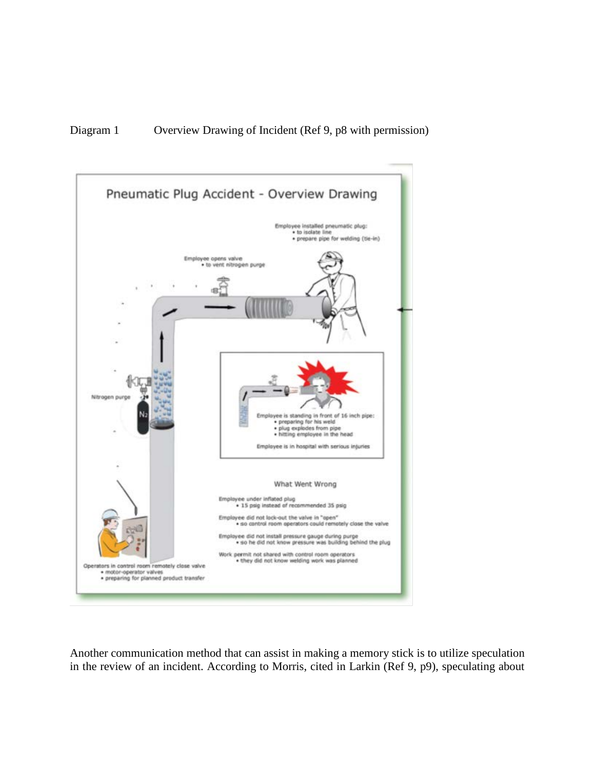Diagram 1 Overview Drawing of Incident (Ref 9, p8 with permission)

Another communication method that can assist in making a memory stick is to utilize speculation in the review of an incident. According to Morris, cited in Larkin (Ref 9, p9), speculating about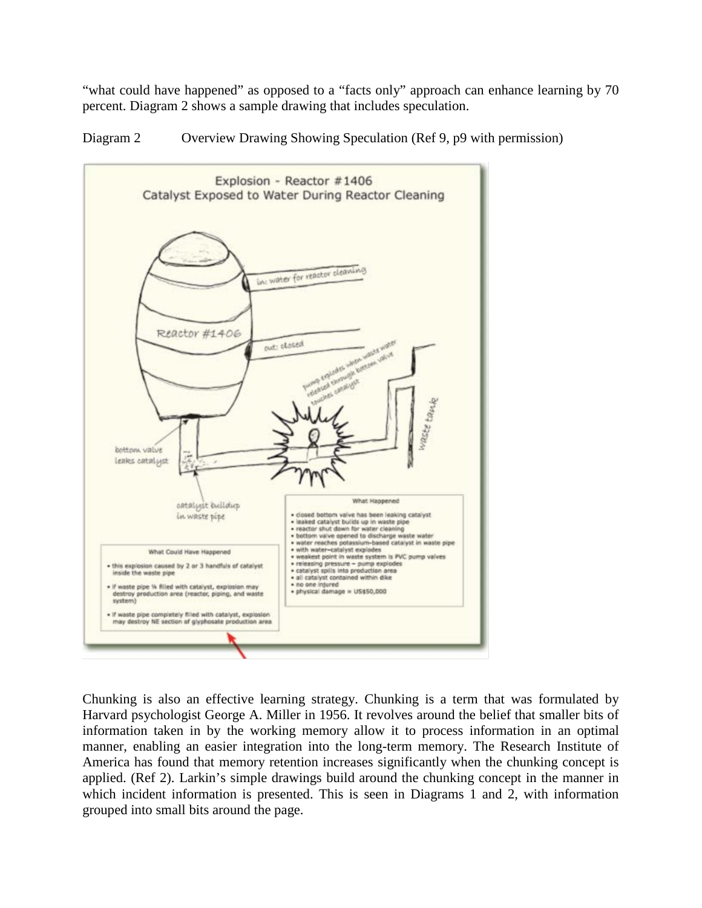"what could have happened" as opposed to a "facts only" approach can enhance learning by 70 percent. Diagram 2 shows a sample drawing that includes speculation.

Diagram 2 Overview Drawing Showing Speculation (Ref 9, p9 with permission)

**Explosion - Reactor #1406**
**Catalyst Exposed to Water During Reactor Cleaning**

Reactor #1406

in: water for reactor cleaning

out: closed

pump explodes when waste water released through bottom valve touches catalyst

waste tank

bottom valve leaks catalyst

catalyst buildup in waste pipe

**What Happened**

- closed bottom valve has been leaking catalyst
- leaked catalyst builds up in waste pipe
- reactor shut down for water cleaning
- bottom valve opened to discharge waste water
- water reaches potassium-based catalyst in waste pipe
- with water–catalyst explodes
- weakest point in waste system is PVC pump valves
- releasing pressure – pump explodes
- catalyst spills into production area
- all catalyst contained within dike
- no one injured
- physical damage = US$50,000

**What Could Have Happened**

- this explosion caused by 2 or 3 handfuls of catalyst inside the waste pipe
- if waste pipe ¼ filled with catalyst, explosion may destroy production area (reactor, piping, and waste system)
- if waste pipe completely filled with catalyst, explosion may destroy NE section of glyphosate production area

Chunking is also an effective learning strategy. Chunking is a term that was formulated by Harvard psychologist George A. Miller in 1956. It revolves around the belief that smaller bits of information taken in by the working memory allow it to process information in an optimal manner, enabling an easier integration into the long-term memory. The Research Institute of America has found that memory retention increases significantly when the chunking concept is applied. (Ref 2). Larkin's simple drawings build around the chunking concept in the manner in which incident information is presented. This is seen in Diagrams 1 and 2, with information grouped into small bits around the page.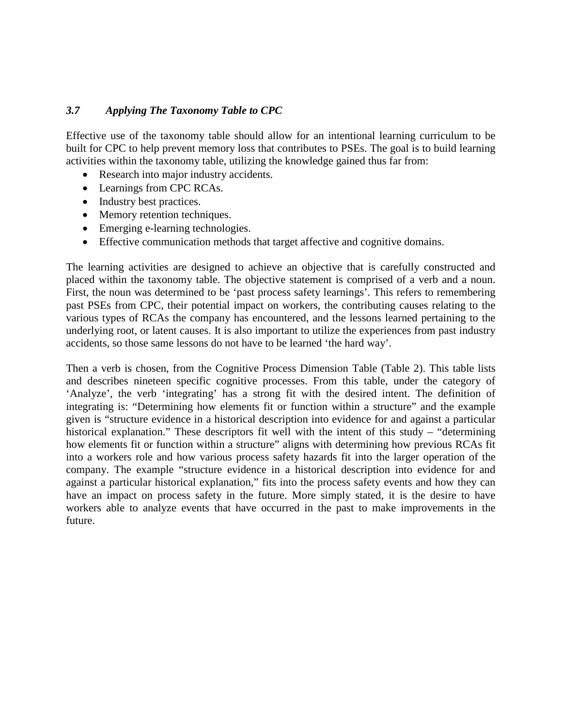### *3.7 Applying The Taxonomy Table to CPC*

Effective use of the taxonomy table should allow for an intentional learning curriculum to be built for CPC to help prevent memory loss that contributes to PSEs. The goal is to build learning activities within the taxonomy table, utilizing the knowledge gained thus far from:

- Research into major industry accidents.
- Learnings from CPC RCAs.
- Industry best practices.
- Memory retention techniques.
- Emerging e-learning technologies.
- Effective communication methods that target affective and cognitive domains.

The learning activities are designed to achieve an objective that is carefully constructed and placed within the taxonomy table. The objective statement is comprised of a verb and a noun. First, the noun was determined to be 'past process safety learnings'. This refers to remembering past PSEs from CPC, their potential impact on workers, the contributing causes relating to the various types of RCAs the company has encountered, and the lessons learned pertaining to the underlying root, or latent causes. It is also important to utilize the experiences from past industry accidents, so those same lessons do not have to be learned 'the hard way'.

Then a verb is chosen, from the Cognitive Process Dimension Table (Table 2). This table lists and describes nineteen specific cognitive processes. From this table, under the category of 'Analyze', the verb 'integrating' has a strong fit with the desired intent. The definition of integrating is: "Determining how elements fit or function within a structure" and the example given is "structure evidence in a historical description into evidence for and against a particular historical explanation." These descriptors fit well with the intent of this study – "determining how elements fit or function within a structure" aligns with determining how previous RCAs fit into a workers role and how various process safety hazards fit into the larger operation of the company. The example "structure evidence in a historical description into evidence for and against a particular historical explanation," fits into the process safety events and how they can have an impact on process safety in the future. More simply stated, it is the desire to have workers able to analyze events that have occurred in the past to make improvements in the future.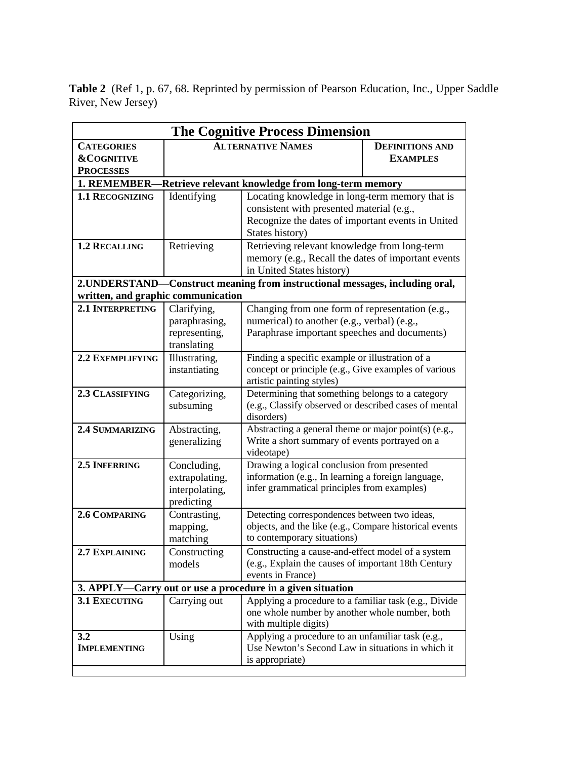**Table 2** (Ref 1, p. 67, 68. Reprinted by permission of Pearson Education, Inc., Upper Saddle River, New Jersey)

| The Cognitive Process Dimension | | |
|---|---|---|
| **CATEGORIES & COGNITIVE PROCESSES** | **ALTERNATIVE NAMES** | **DEFINITIONS AND EXAMPLES** |
| **1. REMEMBER—Retrieve relevant knowledge from long-term memory** | | |
| **1.1 RECOGNIZING** | Identifying | Locating knowledge in long-term memory that is consistent with presented material (e.g., Recognize the dates of important events in United States history) |
| **1.2 RECALLING** | Retrieving | Retrieving relevant knowledge from long-term memory (e.g., Recall the dates of important events in United States history) |
| **2.UNDERSTAND—Construct meaning from instructional messages, including oral, written, and graphic communication** | | |
| **2.1 INTERPRETING** | Clarifying, paraphrasing, representing, translating | Changing from one form of representation (e.g., numerical) to another (e.g., verbal) (e.g., Paraphrase important speeches and documents) |
| **2.2 EXEMPLIFYING** | Illustrating, instantiating | Finding a specific example or illustration of a concept or principle (e.g., Give examples of various artistic painting styles) |
| **2.3 CLASSIFYING** | Categorizing, subsuming | Determining that something belongs to a category (e.g., Classify observed or described cases of mental disorders) |
| **2.4 SUMMARIZING** | Abstracting, generalizing | Abstracting a general theme or major point(s) (e.g., Write a short summary of events portrayed on a videotape) |
| **2.5 INFERRING** | Concluding, extrapolating, interpolating, predicting | Drawing a logical conclusion from presented information (e.g., In learning a foreign language, infer grammatical principles from examples) |
| **2.6 COMPARING** | Contrasting, mapping, matching | Detecting correspondences between two ideas, objects, and the like (e.g., Compare historical events to contemporary situations) |
| **2.7 EXPLAINING** | Constructing models | Constructing a cause-and-effect model of a system (e.g., Explain the causes of important 18th Century events in France) |
| **3. APPLY—Carry out or use a procedure in a given situation** | | |
| **3.1 EXECUTING** | Carrying out | Applying a procedure to a familiar task (e.g., Divide one whole number by another whole number, both with multiple digits) |
| **3.2 IMPLEMENTING** | Using | Applying a procedure to an unfamiliar task (e.g., Use Newton's Second Law in situations in which it is appropriate) |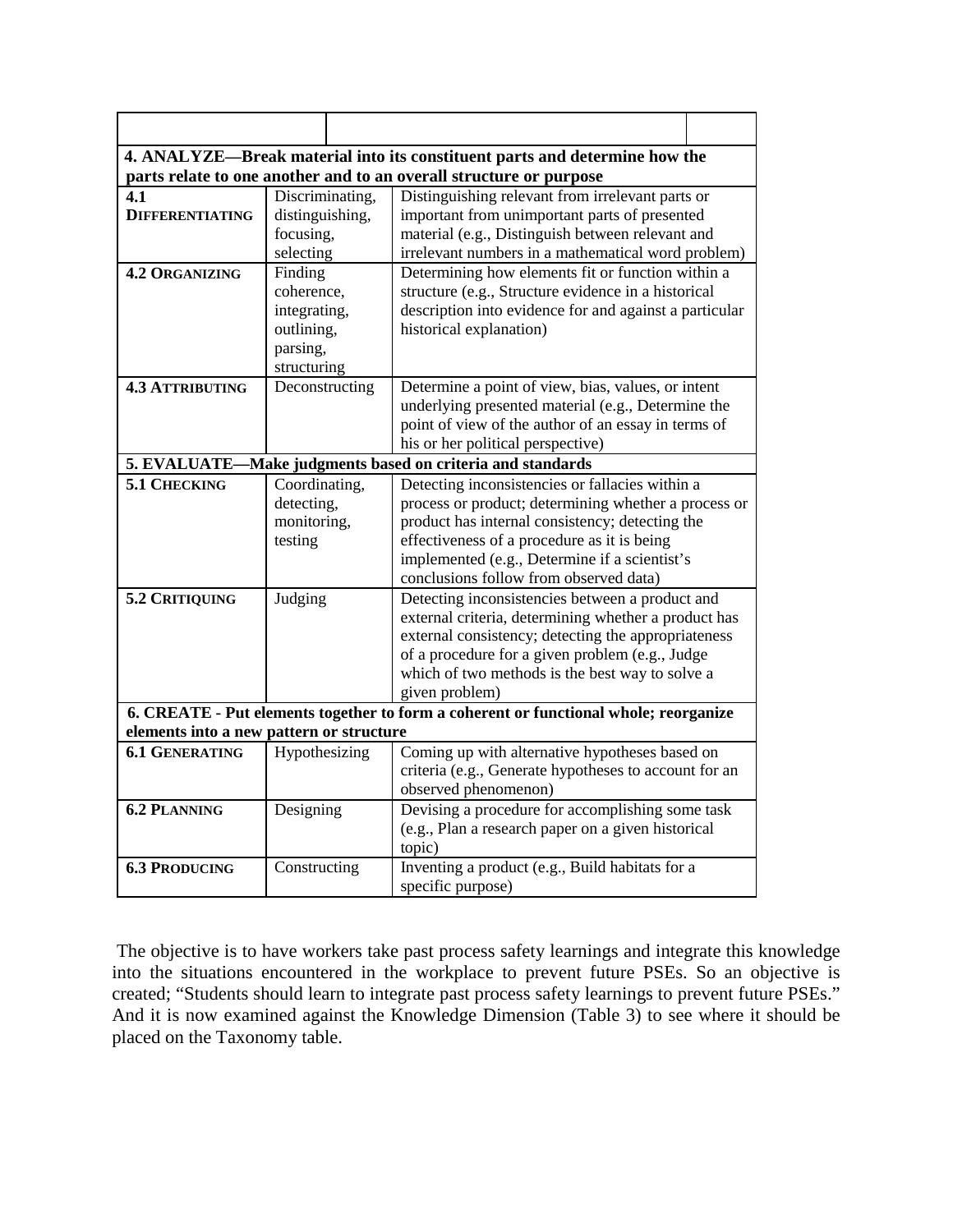| | | |
|---|---|---|
| **4. ANALYZE—Break material into its constituent parts and determine how the parts relate to one another and to an overall structure or purpose** | | |
| **4.1 DIFFERENTIATING** | Discriminating, distinguishing, focusing, selecting | Distinguishing relevant from irrelevant parts or important from unimportant parts of presented material (e.g., Distinguish between relevant and irrelevant numbers in a mathematical word problem) |
| **4.2 ORGANIZING** | Finding coherence, integrating, outlining, parsing, structuring | Determining how elements fit or function within a structure (e.g., Structure evidence in a historical description into evidence for and against a particular historical explanation) |
| **4.3 ATTRIBUTING** | Deconstructing | Determine a point of view, bias, values, or intent underlying presented material (e.g., Determine the point of view of the author of an essay in terms of his or her political perspective) |
| **5. EVALUATE—Make judgments based on criteria and standards** | | |
| **5.1 CHECKING** | Coordinating, detecting, monitoring, testing | Detecting inconsistencies or fallacies within a process or product; determining whether a process or product has internal consistency; detecting the effectiveness of a procedure as it is being implemented (e.g., Determine if a scientist's conclusions follow from observed data) |
| **5.2 CRITIQUING** | Judging | Detecting inconsistencies between a product and external criteria, determining whether a product has external consistency; detecting the appropriateness of a procedure for a given problem (e.g., Judge which of two methods is the best way to solve a given problem) |
| **6. CREATE - Put elements together to form a coherent or functional whole; reorganize elements into a new pattern or structure** | | |
| **6.1 GENERATING** | Hypothesizing | Coming up with alternative hypotheses based on criteria (e.g., Generate hypotheses to account for an observed phenomenon) |
| **6.2 PLANNING** | Designing | Devising a procedure for accomplishing some task (e.g., Plan a research paper on a given historical topic) |
| **6.3 PRODUCING** | Constructing | Inventing a product (e.g., Build habitats for a specific purpose) |

The objective is to have workers take past process safety learnings and integrate this knowledge into the situations encountered in the workplace to prevent future PSEs. So an objective is created; "Students should learn to integrate past process safety learnings to prevent future PSEs." And it is now examined against the Knowledge Dimension (Table 3) to see where it should be placed on the Taxonomy table.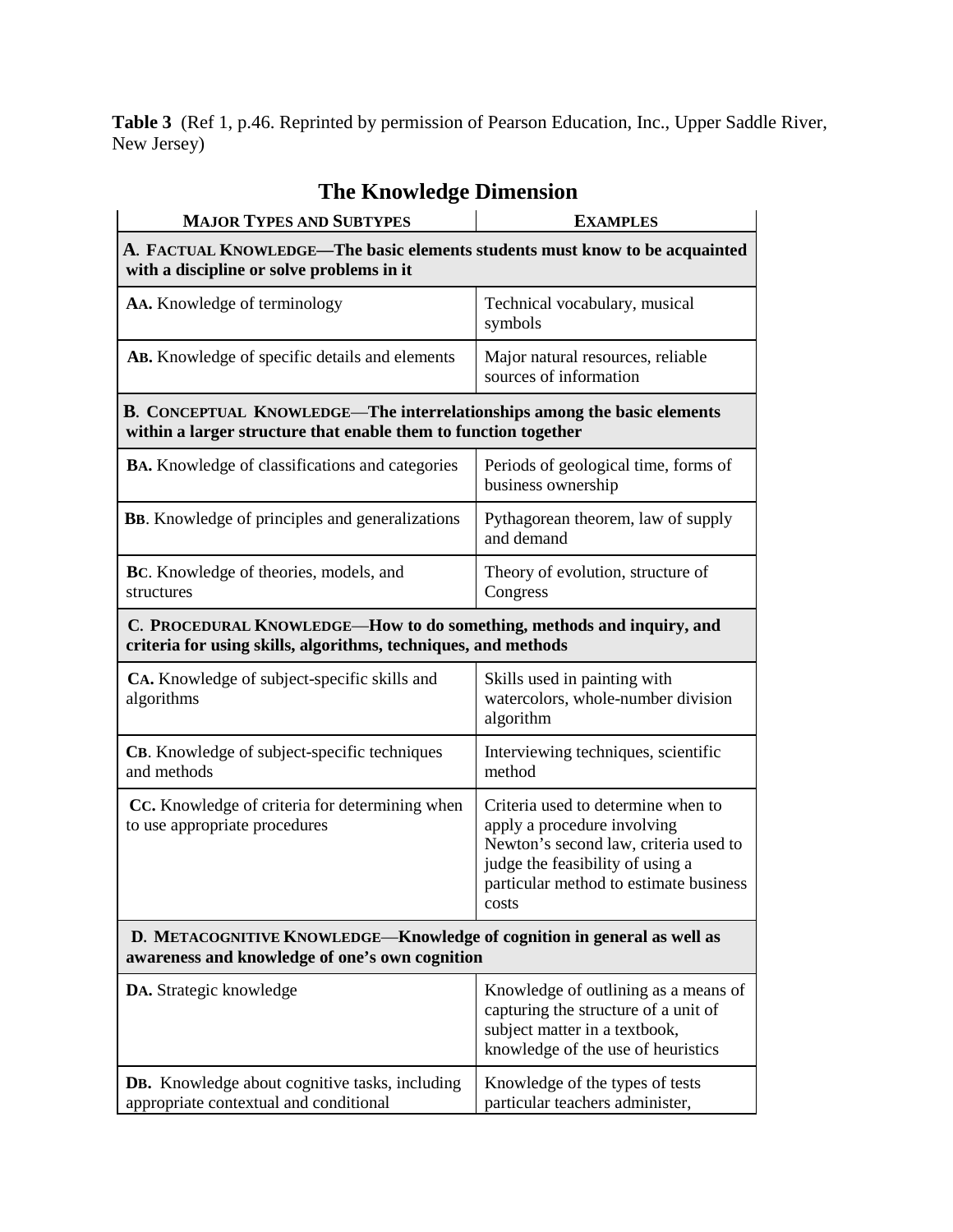**Table 3** (Ref 1, p.46. Reprinted by permission of Pearson Education, Inc., Upper Saddle River, New Jersey)

## The Knowledge Dimension

| MAJOR TYPES AND SUBTYPES | EXAMPLES |
|---|---|
| **A. FACTUAL KNOWLEDGE—The basic elements students must know to be acquainted with a discipline or solve problems in it** | |
| **AA.** Knowledge of terminology | Technical vocabulary, musical symbols |
| **AB.** Knowledge of specific details and elements | Major natural resources, reliable sources of information |
| **B. CONCEPTUAL KNOWLEDGE—The interrelationships among the basic elements within a larger structure that enable them to function together** | |
| **BA.** Knowledge of classifications and categories | Periods of geological time, forms of business ownership |
| **BB**. Knowledge of principles and generalizations | Pythagorean theorem, law of supply and demand |
| **BC**. Knowledge of theories, models, and structures | Theory of evolution, structure of Congress |
| **C. PROCEDURAL KNOWLEDGE—How to do something, methods and inquiry, and criteria for using skills, algorithms, techniques, and methods** | |
| **CA.** Knowledge of subject-specific skills and algorithms | Skills used in painting with watercolors, whole-number division algorithm |
| **CB**. Knowledge of subject-specific techniques and methods | Interviewing techniques, scientific method |
| **CC.** Knowledge of criteria for determining when to use appropriate procedures | Criteria used to determine when to apply a procedure involving Newton's second law, criteria used to judge the feasibility of using a particular method to estimate business costs |
| **D. METACOGNITIVE KNOWLEDGE—Knowledge of cognition in general as well as awareness and knowledge of one's own cognition** | |
| **DA.** Strategic knowledge | Knowledge of outlining as a means of capturing the structure of a unit of subject matter in a textbook, knowledge of the use of heuristics |
| **DB.** Knowledge about cognitive tasks, including appropriate contextual and conditional | Knowledge of the types of tests particular teachers administer, |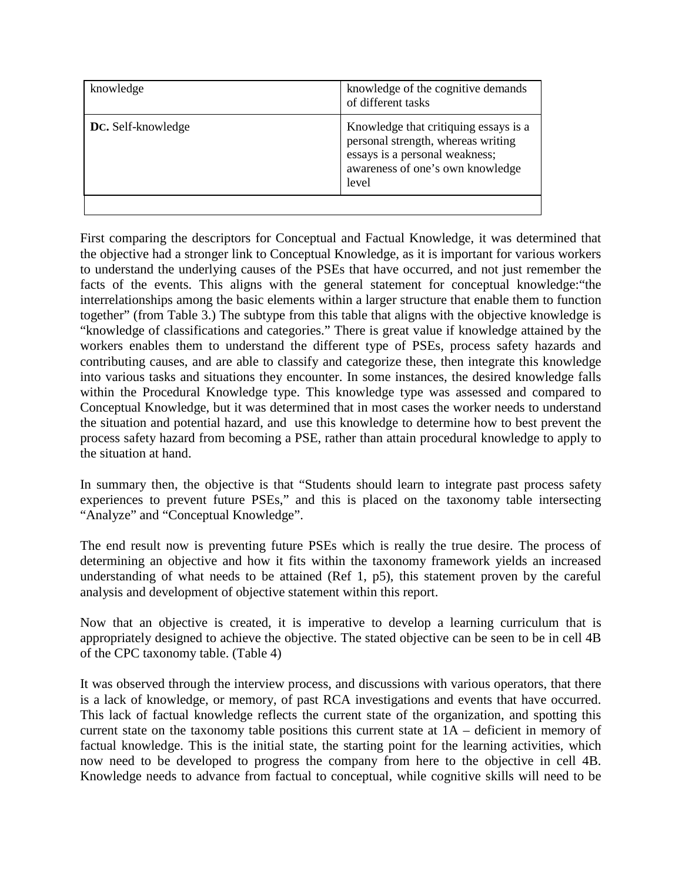| knowledge | knowledge of the cognitive demands of different tasks |
|---|---|
| **Dc.** Self-knowledge | Knowledge that critiquing essays is a personal strength, whereas writing essays is a personal weakness; awareness of one's own knowledge level |
| | |

First comparing the descriptors for Conceptual and Factual Knowledge, it was determined that the objective had a stronger link to Conceptual Knowledge, as it is important for various workers to understand the underlying causes of the PSEs that have occurred, and not just remember the facts of the events. This aligns with the general statement for conceptual knowledge:"the interrelationships among the basic elements within a larger structure that enable them to function together" (from Table 3.) The subtype from this table that aligns with the objective knowledge is "knowledge of classifications and categories." There is great value if knowledge attained by the workers enables them to understand the different type of PSEs, process safety hazards and contributing causes, and are able to classify and categorize these, then integrate this knowledge into various tasks and situations they encounter. In some instances, the desired knowledge falls within the Procedural Knowledge type. This knowledge type was assessed and compared to Conceptual Knowledge, but it was determined that in most cases the worker needs to understand the situation and potential hazard, and use this knowledge to determine how to best prevent the process safety hazard from becoming a PSE, rather than attain procedural knowledge to apply to the situation at hand.

In summary then, the objective is that "Students should learn to integrate past process safety experiences to prevent future PSEs," and this is placed on the taxonomy table intersecting "Analyze" and "Conceptual Knowledge".

The end result now is preventing future PSEs which is really the true desire. The process of determining an objective and how it fits within the taxonomy framework yields an increased understanding of what needs to be attained (Ref 1, p5), this statement proven by the careful analysis and development of objective statement within this report.

Now that an objective is created, it is imperative to develop a learning curriculum that is appropriately designed to achieve the objective. The stated objective can be seen to be in cell 4B of the CPC taxonomy table. (Table 4)

It was observed through the interview process, and discussions with various operators, that there is a lack of knowledge, or memory, of past RCA investigations and events that have occurred. This lack of factual knowledge reflects the current state of the organization, and spotting this current state on the taxonomy table positions this current state at 1A – deficient in memory of factual knowledge. This is the initial state, the starting point for the learning activities, which now need to be developed to progress the company from here to the objective in cell 4B. Knowledge needs to advance from factual to conceptual, while cognitive skills will need to be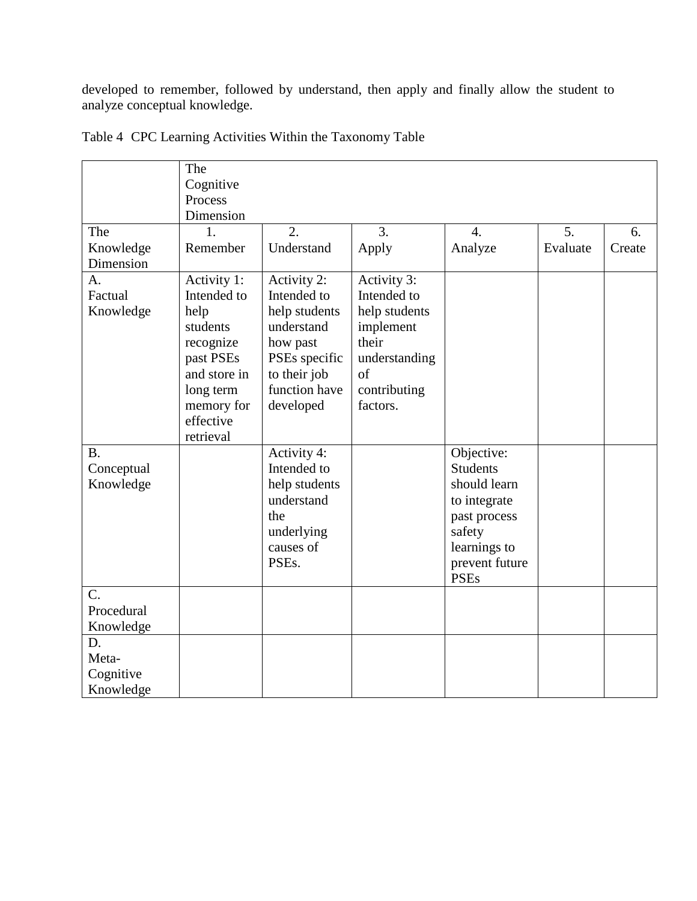developed to remember, followed by understand, then apply and finally allow the student to analyze conceptual knowledge.

Table 4 CPC Learning Activities Within the Taxonomy Table

| | The Cognitive Process Dimension | | | | | |
|---|---|---|---|---|---|---|
| The Knowledge Dimension | 1. Remember | 2. Understand | 3. Apply | 4. Analyze | 5. Evaluate | 6. Create |
| A. Factual Knowledge | Activity 1: Intended to help students recognize past PSEs and store in long term memory for effective retrieval | Activity 2: Intended to help students understand how past PSEs specific to their job function have developed | Activity 3: Intended to help students implement their understanding of contributing factors. | | | |
| B. Conceptual Knowledge | | Activity 4: Intended to help students understand the underlying causes of PSEs. | | Objective: Students should learn to integrate past process safety learnings to prevent future PSEs | | |
| C. Procedural Knowledge | | | | | | |
| D. Meta-Cognitive Knowledge | | | | | | |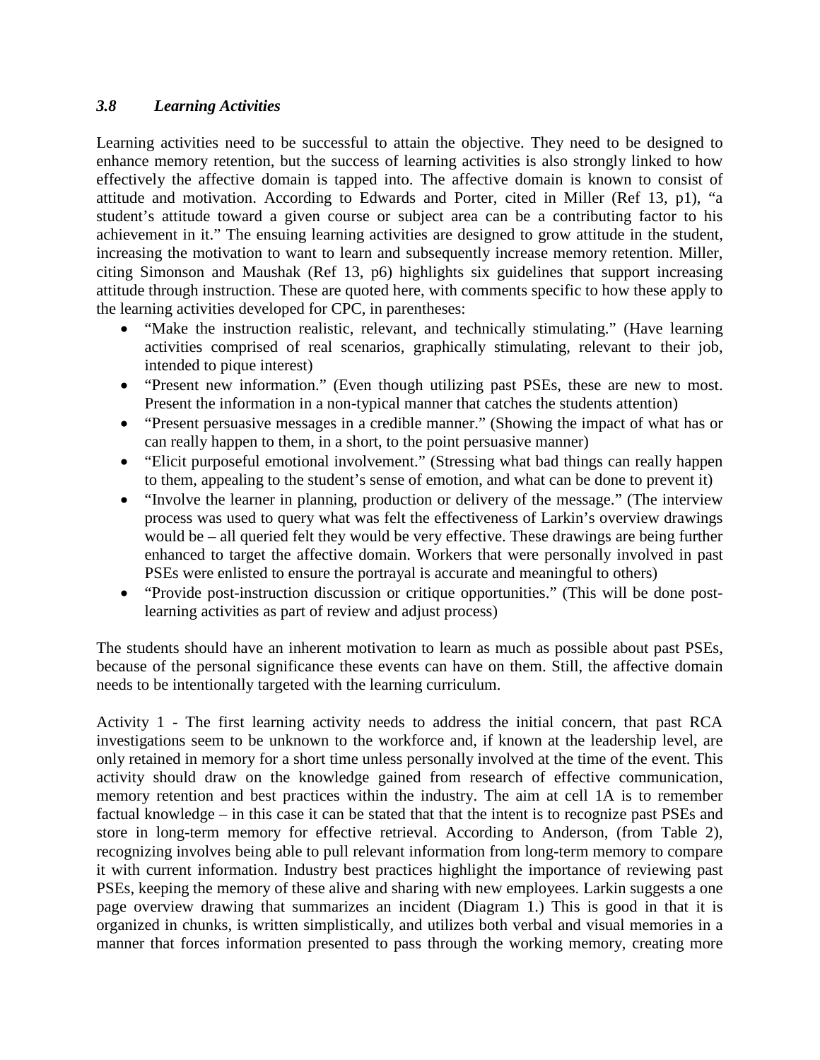### *3.8 Learning Activities*

Learning activities need to be successful to attain the objective. They need to be designed to enhance memory retention, but the success of learning activities is also strongly linked to how effectively the affective domain is tapped into. The affective domain is known to consist of attitude and motivation. According to Edwards and Porter, cited in Miller (Ref 13, p1), "a student's attitude toward a given course or subject area can be a contributing factor to his achievement in it." The ensuing learning activities are designed to grow attitude in the student, increasing the motivation to want to learn and subsequently increase memory retention. Miller, citing Simonson and Maushak (Ref 13, p6) highlights six guidelines that support increasing attitude through instruction. These are quoted here, with comments specific to how these apply to the learning activities developed for CPC, in parentheses:

- "Make the instruction realistic, relevant, and technically stimulating." (Have learning activities comprised of real scenarios, graphically stimulating, relevant to their job, intended to pique interest)
- "Present new information." (Even though utilizing past PSEs, these are new to most. Present the information in a non-typical manner that catches the students attention)
- "Present persuasive messages in a credible manner." (Showing the impact of what has or can really happen to them, in a short, to the point persuasive manner)
- "Elicit purposeful emotional involvement." (Stressing what bad things can really happen to them, appealing to the student's sense of emotion, and what can be done to prevent it)
- "Involve the learner in planning, production or delivery of the message." (The interview process was used to query what was felt the effectiveness of Larkin's overview drawings would be – all queried felt they would be very effective. These drawings are being further enhanced to target the affective domain. Workers that were personally involved in past PSEs were enlisted to ensure the portrayal is accurate and meaningful to others)
- "Provide post-instruction discussion or critique opportunities." (This will be done post-learning activities as part of review and adjust process)

The students should have an inherent motivation to learn as much as possible about past PSEs, because of the personal significance these events can have on them. Still, the affective domain needs to be intentionally targeted with the learning curriculum.

Activity 1 - The first learning activity needs to address the initial concern, that past RCA investigations seem to be unknown to the workforce and, if known at the leadership level, are only retained in memory for a short time unless personally involved at the time of the event. This activity should draw on the knowledge gained from research of effective communication, memory retention and best practices within the industry. The aim at cell 1A is to remember factual knowledge – in this case it can be stated that that the intent is to recognize past PSEs and store in long-term memory for effective retrieval. According to Anderson, (from Table 2), recognizing involves being able to pull relevant information from long-term memory to compare it with current information. Industry best practices highlight the importance of reviewing past PSEs, keeping the memory of these alive and sharing with new employees. Larkin suggests a one page overview drawing that summarizes an incident (Diagram 1.) This is good in that it is organized in chunks, is written simplistically, and utilizes both verbal and visual memories in a manner that forces information presented to pass through the working memory, creating more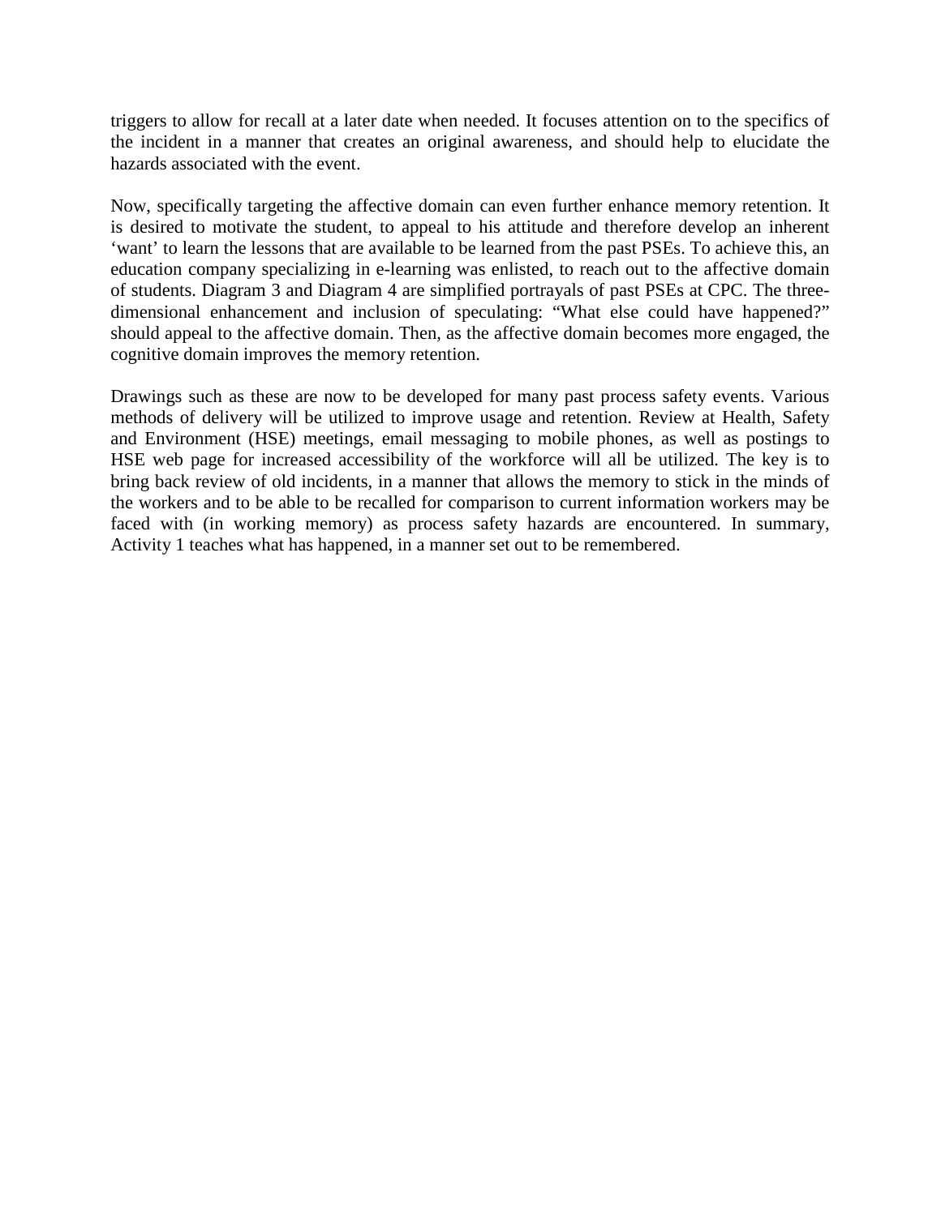triggers to allow for recall at a later date when needed. It focuses attention on to the specifics of the incident in a manner that creates an original awareness, and should help to elucidate the hazards associated with the event.

Now, specifically targeting the affective domain can even further enhance memory retention. It is desired to motivate the student, to appeal to his attitude and therefore develop an inherent 'want' to learn the lessons that are available to be learned from the past PSEs. To achieve this, an education company specializing in e-learning was enlisted, to reach out to the affective domain of students. Diagram 3 and Diagram 4 are simplified portrayals of past PSEs at CPC. The three-dimensional enhancement and inclusion of speculating: "What else could have happened?" should appeal to the affective domain. Then, as the affective domain becomes more engaged, the cognitive domain improves the memory retention.

Drawings such as these are now to be developed for many past process safety events. Various methods of delivery will be utilized to improve usage and retention. Review at Health, Safety and Environment (HSE) meetings, email messaging to mobile phones, as well as postings to HSE web page for increased accessibility of the workforce will all be utilized. The key is to bring back review of old incidents, in a manner that allows the memory to stick in the minds of the workers and to be able to be recalled for comparison to current information workers may be faced with (in working memory) as process safety hazards are encountered. In summary, Activity 1 teaches what has happened, in a manner set out to be remembered.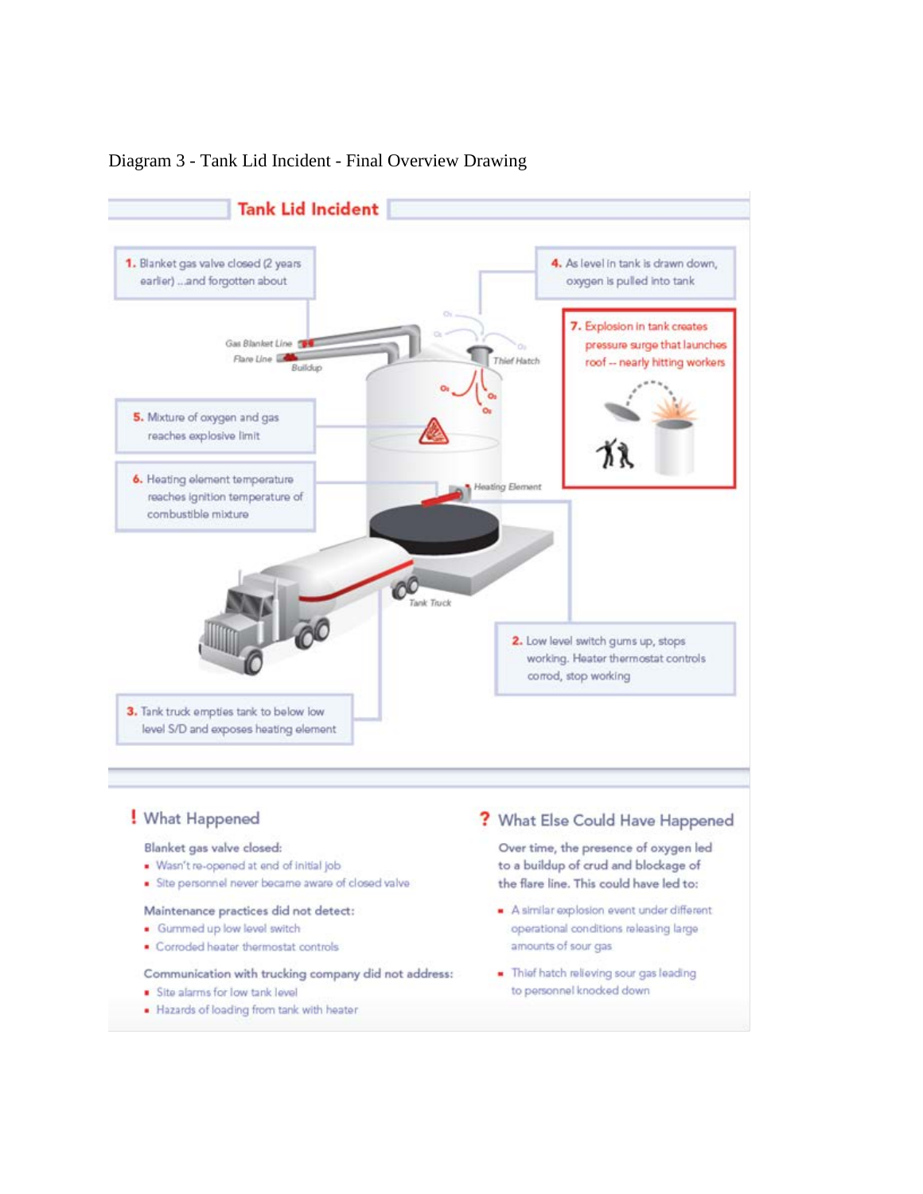Diagram 3 - Tank Lid Incident - Final Overview Drawing

## Tank Lid Incident

1. Blanket gas valve closed (2 years earlier) ...and forgotten about

2. Low level switch gums up, stops working. Heater thermostat controls corrod, stop working

3. Tank truck empties tank to below low level S/D and exposes heating element

4. As level in tank is drawn down, oxygen is pulled into tank

5. Mixture of oxygen and gas reaches explosive limit

6. Heating element temperature reaches ignition temperature of combustible mixture

7. Explosion in tank creates pressure surge that launches roof -- nearly hitting workers

Gas Blanket Line

Flare Line

Buildup

Thief Hatch

Heating Element

Tank Truck

### ! What Happened

Blanket gas valve closed:

- Wasn't re-opened at end of initial job
- Site personnel never became aware of closed valve

Maintenance practices did not detect:

- Gummed up low level switch
- Corroded heater thermostat controls

Communication with trucking company did not address:

- Site alarms for low tank level
- Hazards of loading from tank with heater

### ? What Else Could Have Happened

Over time, the presence of oxygen led to a buildup of crud and blockage of the flare line. This could have led to:

- A similar explosion event under different operational conditions releasing large amounts of sour gas
- Thief hatch relieving sour gas leading to personnel knocked down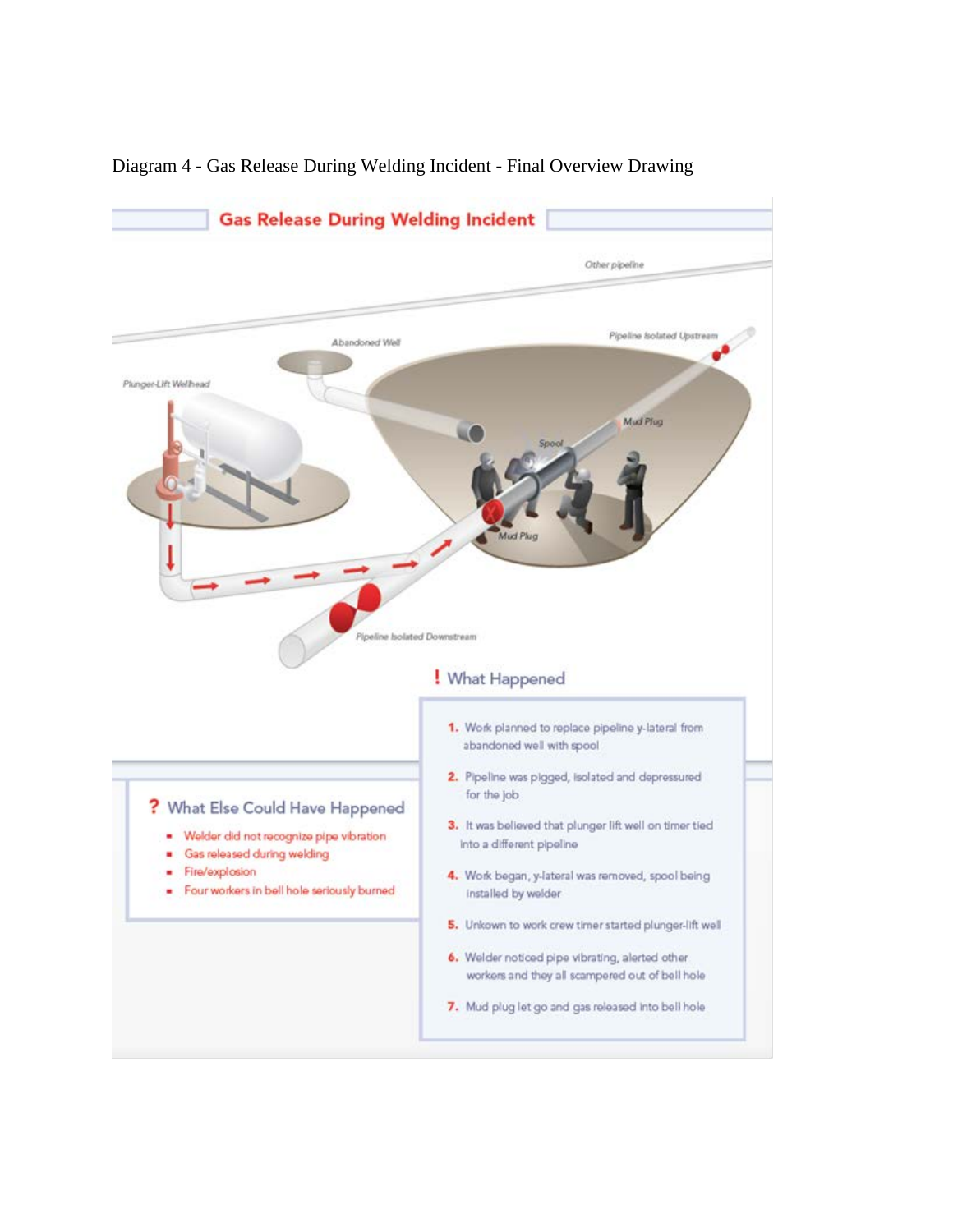Diagram 4 - Gas Release During Welding Incident - Final Overview Drawing

## Gas Release During Welding Incident

Other pipeline

Pipeline Isolated Upstream

Abandoned Well

Plunger-Lift Wellhead

Mud Plug

Spool

Mud Plug

Pipeline Isolated Downstream

### ! What Happened

1. Work planned to replace pipeline y-lateral from abandoned well with spool
2. Pipeline was pigged, isolated and depressured for the job
3. It was believed that plunger lift well on timer tied into a different pipeline
4. Work began, y-lateral was removed, spool being installed by welder
5. Unkown to work crew timer started plunger-lift well
6. Welder noticed pipe vibrating, alerted other workers and they all scampered out of bell hole
7. Mud plug let go and gas released into bell hole

### ? What Else Could Have Happened

- Welder did not recognize pipe vibration
- Gas released during welding
- Fire/explosion
- Four workers in bell hole seriously burned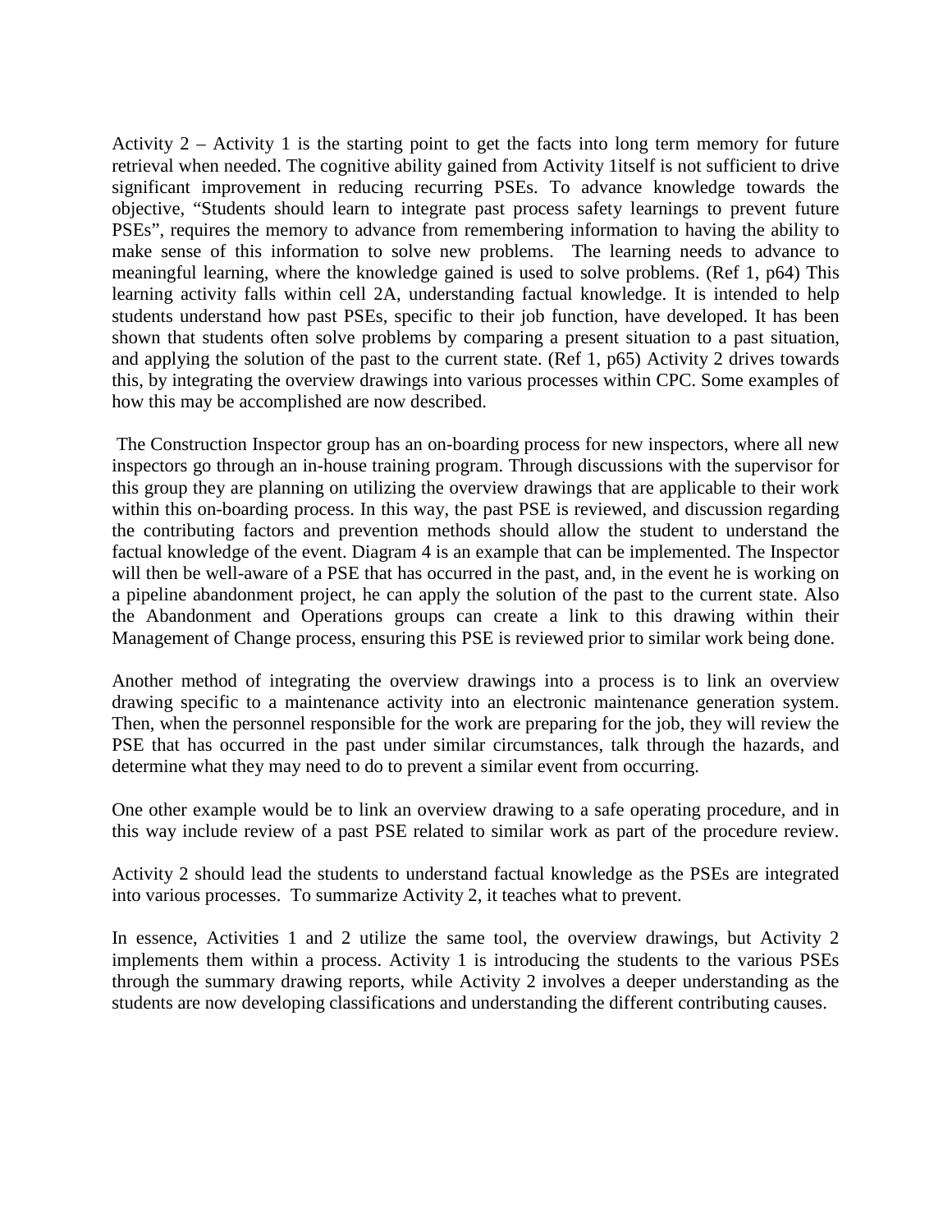Activity 2 – Activity 1 is the starting point to get the facts into long term memory for future retrieval when needed. The cognitive ability gained from Activity 1itself is not sufficient to drive significant improvement in reducing recurring PSEs. To advance knowledge towards the objective, "Students should learn to integrate past process safety learnings to prevent future PSEs", requires the memory to advance from remembering information to having the ability to make sense of this information to solve new problems. The learning needs to advance to meaningful learning, where the knowledge gained is used to solve problems. (Ref 1, p64) This learning activity falls within cell 2A, understanding factual knowledge. It is intended to help students understand how past PSEs, specific to their job function, have developed. It has been shown that students often solve problems by comparing a present situation to a past situation, and applying the solution of the past to the current state. (Ref 1, p65) Activity 2 drives towards this, by integrating the overview drawings into various processes within CPC. Some examples of how this may be accomplished are now described.

The Construction Inspector group has an on-boarding process for new inspectors, where all new inspectors go through an in-house training program. Through discussions with the supervisor for this group they are planning on utilizing the overview drawings that are applicable to their work within this on-boarding process. In this way, the past PSE is reviewed, and discussion regarding the contributing factors and prevention methods should allow the student to understand the factual knowledge of the event. Diagram 4 is an example that can be implemented. The Inspector will then be well-aware of a PSE that has occurred in the past, and, in the event he is working on a pipeline abandonment project, he can apply the solution of the past to the current state. Also the Abandonment and Operations groups can create a link to this drawing within their Management of Change process, ensuring this PSE is reviewed prior to similar work being done.

Another method of integrating the overview drawings into a process is to link an overview drawing specific to a maintenance activity into an electronic maintenance generation system. Then, when the personnel responsible for the work are preparing for the job, they will review the PSE that has occurred in the past under similar circumstances, talk through the hazards, and determine what they may need to do to prevent a similar event from occurring.

One other example would be to link an overview drawing to a safe operating procedure, and in this way include review of a past PSE related to similar work as part of the procedure review.

Activity 2 should lead the students to understand factual knowledge as the PSEs are integrated into various processes. To summarize Activity 2, it teaches what to prevent.

In essence, Activities 1 and 2 utilize the same tool, the overview drawings, but Activity 2 implements them within a process. Activity 1 is introducing the students to the various PSEs through the summary drawing reports, while Activity 2 involves a deeper understanding as the students are now developing classifications and understanding the different contributing causes.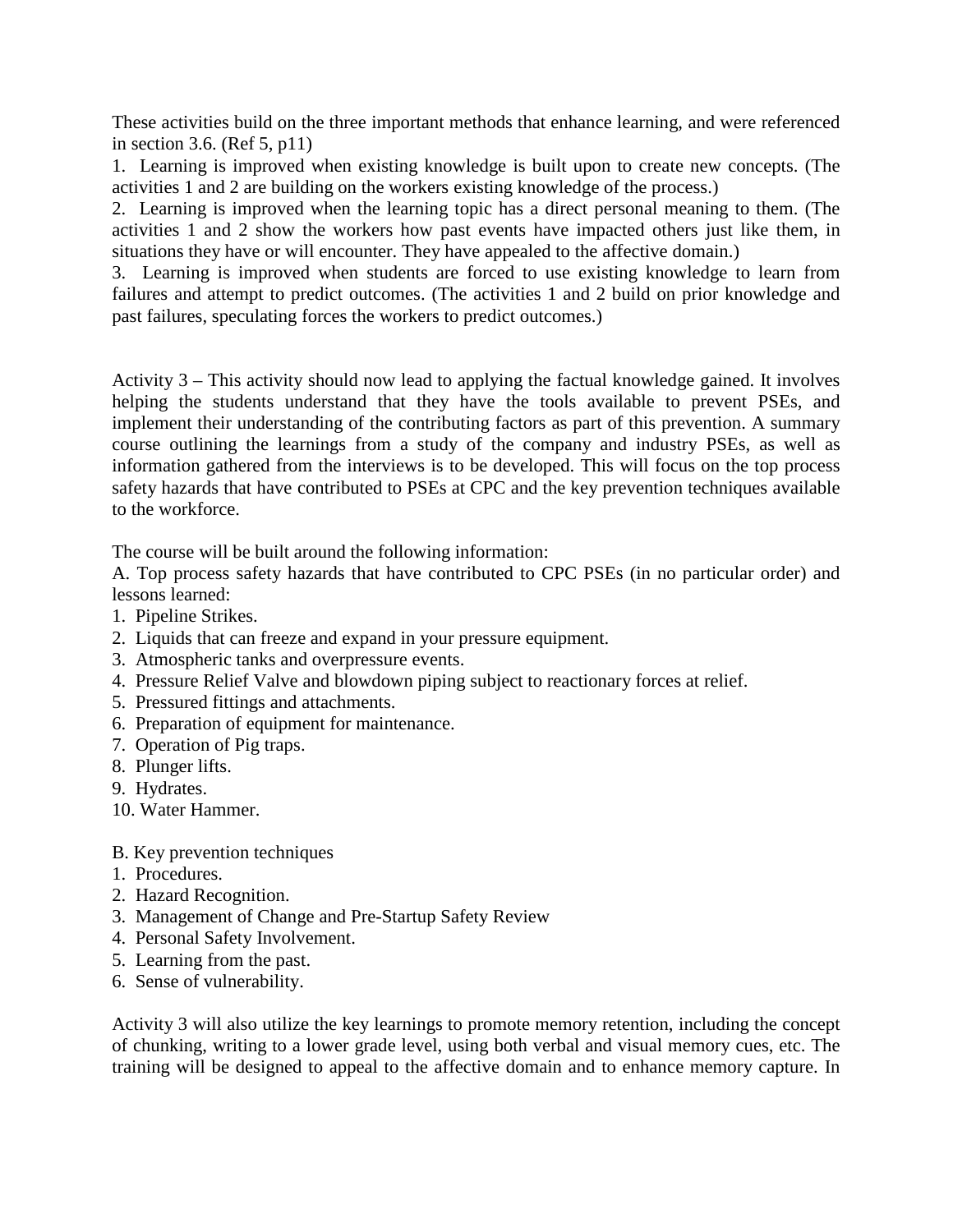These activities build on the three important methods that enhance learning, and were referenced in section 3.6. (Ref 5, p11)

1. Learning is improved when existing knowledge is built upon to create new concepts. (The activities 1 and 2 are building on the workers existing knowledge of the process.)
2. Learning is improved when the learning topic has a direct personal meaning to them. (The activities 1 and 2 show the workers how past events have impacted others just like them, in situations they have or will encounter. They have appealed to the affective domain.)
3. Learning is improved when students are forced to use existing knowledge to learn from failures and attempt to predict outcomes. (The activities 1 and 2 build on prior knowledge and past failures, speculating forces the workers to predict outcomes.)

Activity 3 – This activity should now lead to applying the factual knowledge gained. It involves helping the students understand that they have the tools available to prevent PSEs, and implement their understanding of the contributing factors as part of this prevention. A summary course outlining the learnings from a study of the company and industry PSEs, as well as information gathered from the interviews is to be developed. This will focus on the top process safety hazards that have contributed to PSEs at CPC and the key prevention techniques available to the workforce.

The course will be built around the following information:

A. Top process safety hazards that have contributed to CPC PSEs (in no particular order) and lessons learned:

1. Pipeline Strikes.
2. Liquids that can freeze and expand in your pressure equipment.
3. Atmospheric tanks and overpressure events.
4. Pressure Relief Valve and blowdown piping subject to reactionary forces at relief.
5. Pressured fittings and attachments.
6. Preparation of equipment for maintenance.
7. Operation of Pig traps.
8. Plunger lifts.
9. Hydrates.
10. Water Hammer.

B. Key prevention techniques

1. Procedures.
2. Hazard Recognition.
3. Management of Change and Pre-Startup Safety Review
4. Personal Safety Involvement.
5. Learning from the past.
6. Sense of vulnerability.

Activity 3 will also utilize the key learnings to promote memory retention, including the concept of chunking, writing to a lower grade level, using both verbal and visual memory cues, etc. The training will be designed to appeal to the affective domain and to enhance memory capture. In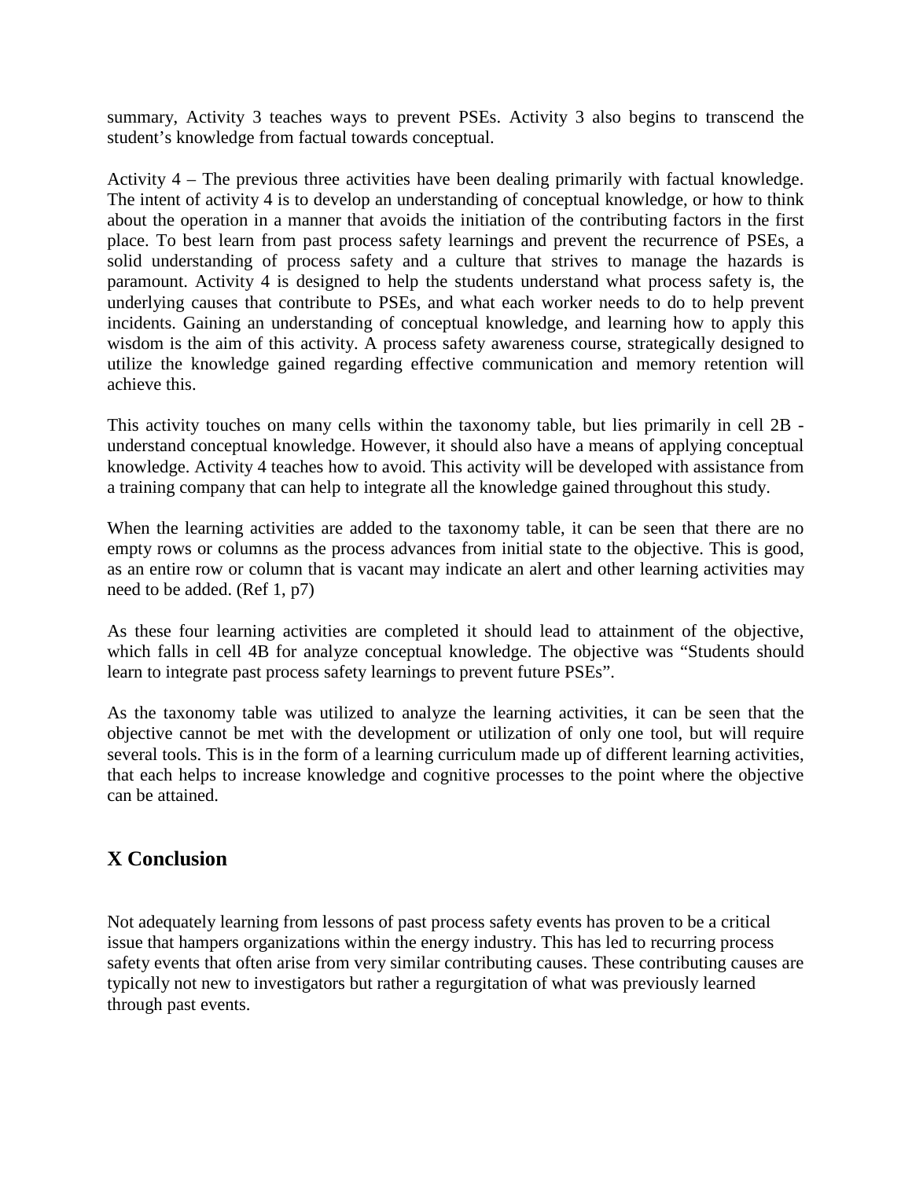summary, Activity 3 teaches ways to prevent PSEs. Activity 3 also begins to transcend the student's knowledge from factual towards conceptual.

Activity 4 – The previous three activities have been dealing primarily with factual knowledge. The intent of activity 4 is to develop an understanding of conceptual knowledge, or how to think about the operation in a manner that avoids the initiation of the contributing factors in the first place. To best learn from past process safety learnings and prevent the recurrence of PSEs, a solid understanding of process safety and a culture that strives to manage the hazards is paramount. Activity 4 is designed to help the students understand what process safety is, the underlying causes that contribute to PSEs, and what each worker needs to do to help prevent incidents. Gaining an understanding of conceptual knowledge, and learning how to apply this wisdom is the aim of this activity. A process safety awareness course, strategically designed to utilize the knowledge gained regarding effective communication and memory retention will achieve this.

This activity touches on many cells within the taxonomy table, but lies primarily in cell 2B - understand conceptual knowledge. However, it should also have a means of applying conceptual knowledge. Activity 4 teaches how to avoid. This activity will be developed with assistance from a training company that can help to integrate all the knowledge gained throughout this study.

When the learning activities are added to the taxonomy table, it can be seen that there are no empty rows or columns as the process advances from initial state to the objective. This is good, as an entire row or column that is vacant may indicate an alert and other learning activities may need to be added. (Ref 1, p7)

As these four learning activities are completed it should lead to attainment of the objective, which falls in cell 4B for analyze conceptual knowledge. The objective was "Students should learn to integrate past process safety learnings to prevent future PSEs".

As the taxonomy table was utilized to analyze the learning activities, it can be seen that the objective cannot be met with the development or utilization of only one tool, but will require several tools. This is in the form of a learning curriculum made up of different learning activities, that each helps to increase knowledge and cognitive processes to the point where the objective can be attained.

## X Conclusion

Not adequately learning from lessons of past process safety events has proven to be a critical issue that hampers organizations within the energy industry. This has led to recurring process safety events that often arise from very similar contributing causes. These contributing causes are typically not new to investigators but rather a regurgitation of what was previously learned through past events.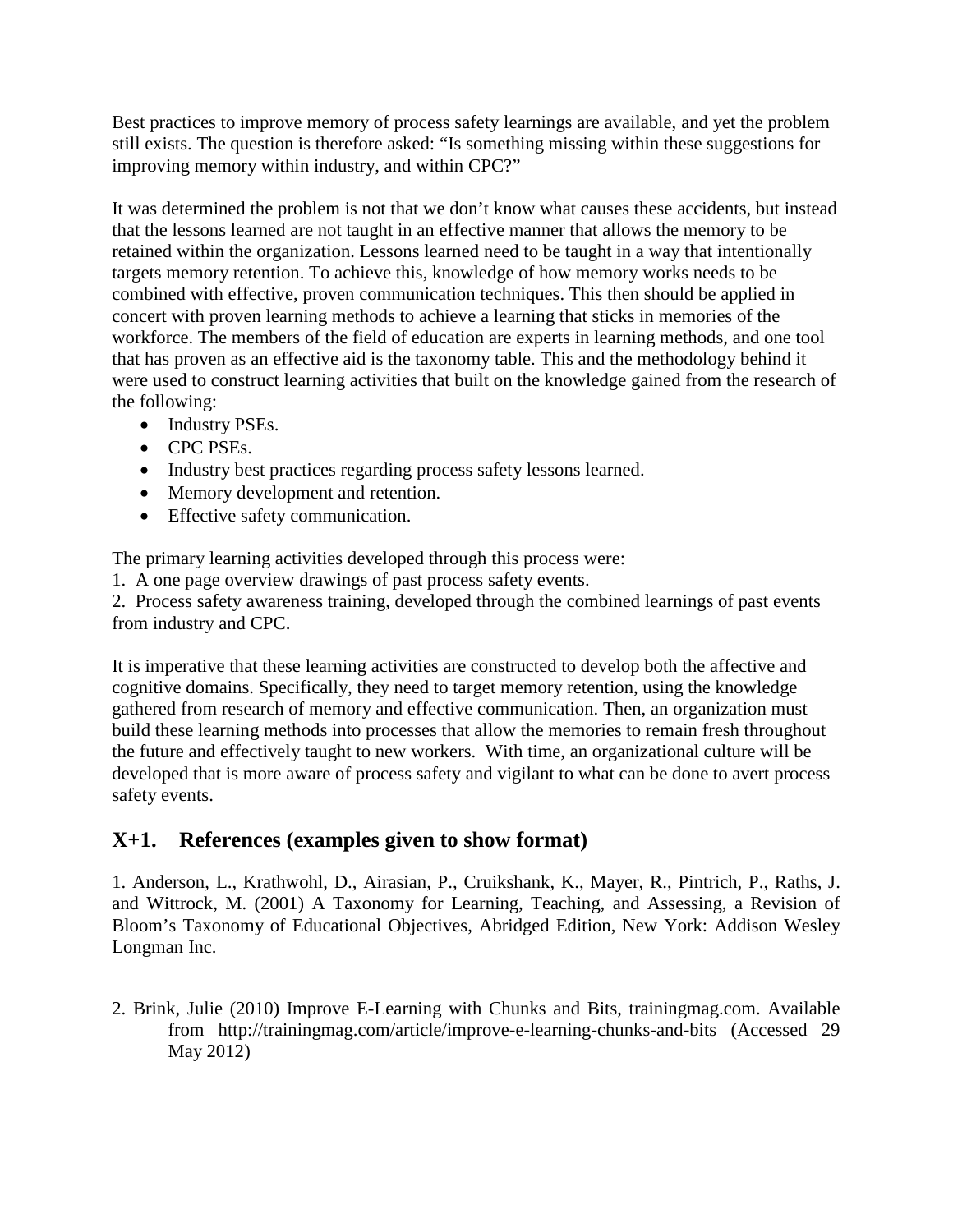Best practices to improve memory of process safety learnings are available, and yet the problem still exists. The question is therefore asked: “Is something missing within these suggestions for improving memory within industry, and within CPC?”

It was determined the problem is not that we don’t know what causes these accidents, but instead that the lessons learned are not taught in an effective manner that allows the memory to be retained within the organization. Lessons learned need to be taught in a way that intentionally targets memory retention. To achieve this, knowledge of how memory works needs to be combined with effective, proven communication techniques. This then should be applied in concert with proven learning methods to achieve a learning that sticks in memories of the workforce. The members of the field of education are experts in learning methods, and one tool that has proven as an effective aid is the taxonomy table. This and the methodology behind it were used to construct learning activities that built on the knowledge gained from the research of the following:

- Industry PSEs.
- CPC PSEs.
- Industry best practices regarding process safety lessons learned.
- Memory development and retention.
- Effective safety communication.

The primary learning activities developed through this process were:

1. A one page overview drawings of past process safety events.
2. Process safety awareness training, developed through the combined learnings of past events from industry and CPC.

It is imperative that these learning activities are constructed to develop both the affective and cognitive domains. Specifically, they need to target memory retention, using the knowledge gathered from research of memory and effective communication. Then, an organization must build these learning methods into processes that allow the memories to remain fresh throughout the future and effectively taught to new workers. With time, an organizational culture will be developed that is more aware of process safety and vigilant to what can be done to avert process safety events.

## X+1. References (examples given to show format)

1. Anderson, L., Krathwohl, D., Airasian, P., Cruikshank, K., Mayer, R., Pintrich, P., Raths, J. and Wittrock, M. (2001) A Taxonomy for Learning, Teaching, and Assessing, a Revision of Bloom’s Taxonomy of Educational Objectives, Abridged Edition, New York: Addison Wesley Longman Inc.

2. Brink, Julie (2010) Improve E-Learning with Chunks and Bits, trainingmag.com. Available from http://trainingmag.com/article/improve-e-learning-chunks-and-bits (Accessed 29 May 2012)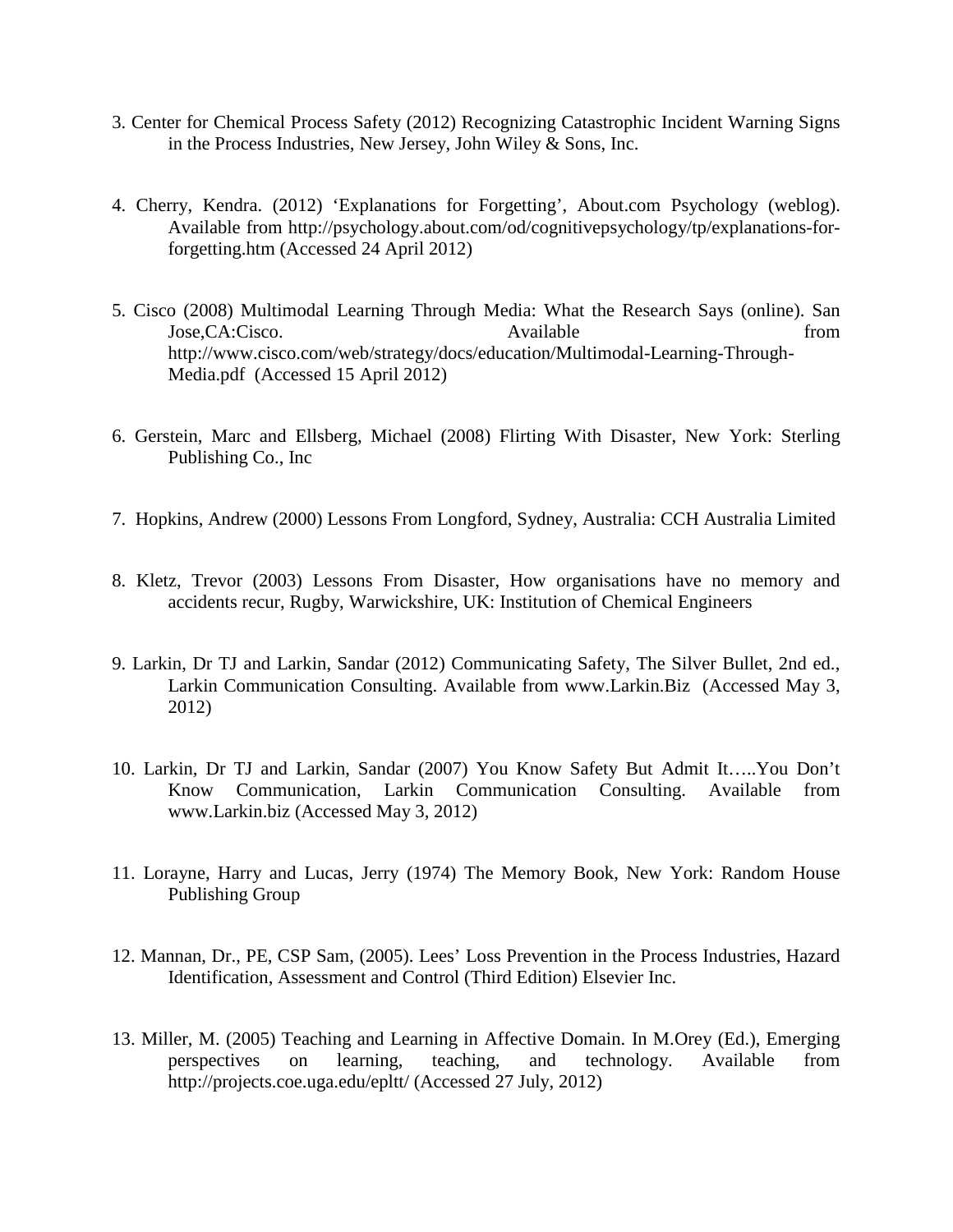3. Center for Chemical Process Safety (2012) Recognizing Catastrophic Incident Warning Signs in the Process Industries, New Jersey, John Wiley & Sons, Inc.

4. Cherry, Kendra. (2012) 'Explanations for Forgetting', About.com Psychology (weblog). Available from http://psychology.about.com/od/cognitivepsychology/tp/explanations-for-forgetting.htm (Accessed 24 April 2012)

5. Cisco (2008) Multimodal Learning Through Media: What the Research Says (online). San Jose,CA:Cisco. Available from http://www.cisco.com/web/strategy/docs/education/Multimodal-Learning-Through-Media.pdf (Accessed 15 April 2012)

6. Gerstein, Marc and Ellsberg, Michael (2008) Flirting With Disaster, New York: Sterling Publishing Co., Inc

7. Hopkins, Andrew (2000) Lessons From Longford, Sydney, Australia: CCH Australia Limited

8. Kletz, Trevor (2003) Lessons From Disaster, How organisations have no memory and accidents recur, Rugby, Warwickshire, UK: Institution of Chemical Engineers

9. Larkin, Dr TJ and Larkin, Sandar (2012) Communicating Safety, The Silver Bullet, 2nd ed., Larkin Communication Consulting. Available from www.Larkin.Biz (Accessed May 3, 2012)

10. Larkin, Dr TJ and Larkin, Sandar (2007) You Know Safety But Admit It…..You Don't Know Communication, Larkin Communication Consulting. Available from www.Larkin.biz (Accessed May 3, 2012)

11. Lorayne, Harry and Lucas, Jerry (1974) The Memory Book, New York: Random House Publishing Group

12. Mannan, Dr., PE, CSP Sam, (2005). Lees' Loss Prevention in the Process Industries, Hazard Identification, Assessment and Control (Third Edition) Elsevier Inc.

13. Miller, M. (2005) Teaching and Learning in Affective Domain. In M.Orey (Ed.), Emerging perspectives on learning, teaching, and technology. Available from http://projects.coe.uga.edu/epltt/ (Accessed 27 July, 2012)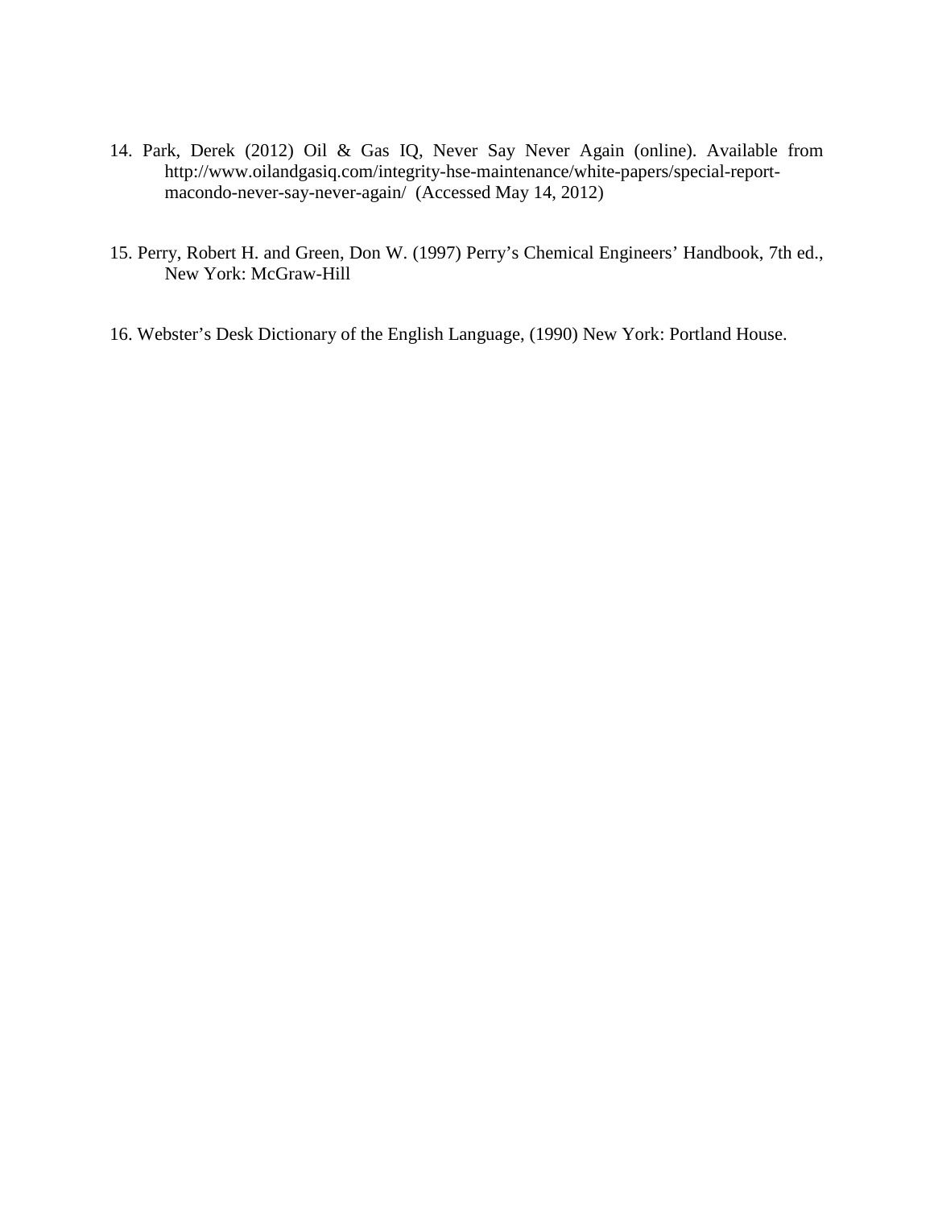14. Park, Derek (2012) Oil & Gas IQ, Never Say Never Again (online). Available from http://www.oilandgasiq.com/integrity-hse-maintenance/white-papers/special-report-macondo-never-say-never-again/ (Accessed May 14, 2012)

15. Perry, Robert H. and Green, Don W. (1997) Perry's Chemical Engineers' Handbook, 7th ed., New York: McGraw-Hill

16. Webster's Desk Dictionary of the English Language, (1990) New York: Portland House.